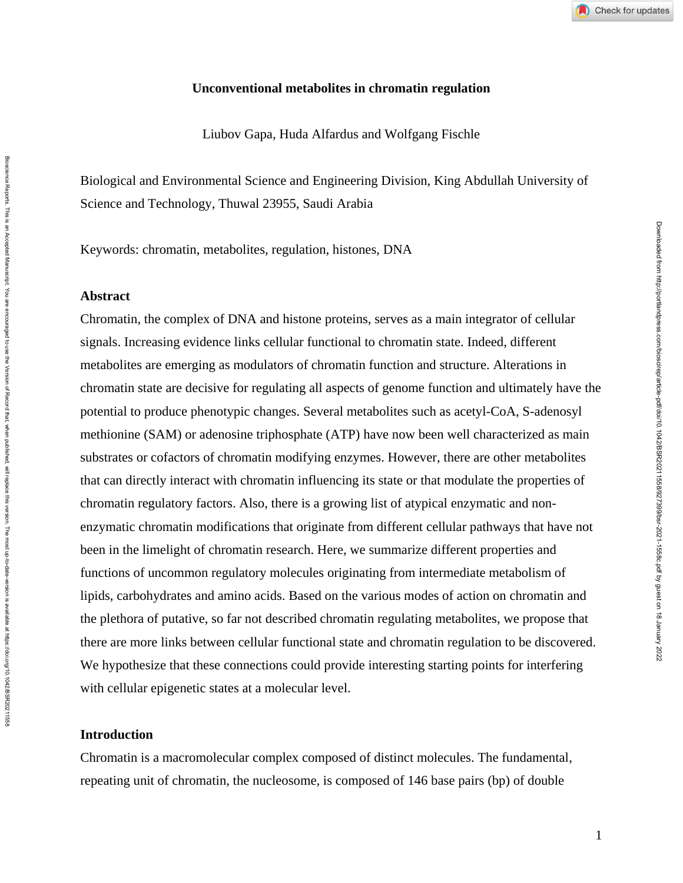# Unconventional metabolites in chromatin regulation

Liubov Gapa, Huda Alfardus and Wolfgang Fischle

Biological and Environmental Science and Engineering Division, King Abdullah University of Science and Technology, Thuwal 23955, Saudi Arabia

Keywords: chromatin, metabolites, regulation, histones, DNA

## Abstract

Chromatin, the complex of DNA and histone proteins, serves as a main integrator of cellular signals. Increasing evidence links cellular functional to chromatin state. Indeed, different metabolites are emerging as modulators of chromatin function and structure. Alterations in chromatin state are decisive for regulating all aspects of genome function and ultimately have the potential to produce phenotypic changes. Several metabolites such as acetyl-CoA, S-adenosyl methionine (SAM) or adenosine triphosphate (ATP) have now been well characterized as main substrates or cofactors of chromatin modifying enzymes. However, there are other metabolites that can directly interact with chromatin influencing its state or that modulate the properties of chromatin regulatory factors. Also, there is a growing list of atypical enzymatic and non-enzymatic chromatin modifications that originate from different cellular pathways that have not been in the limelight of chromatin research. Here, we summarize different properties and functions of uncommon regulatory molecules originating from intermediate metabolism of lipids, carbohydrates and amino acids. Based on the various modes of action on chromatin and the plethora of putative, so far not described chromatin regulating metabolites, we propose that there are more links between cellular functional state and chromatin regulation to be discovered. We hypothesize that these connections could provide interesting starting points for interfering with cellular epigenetic states at a molecular level.

## Introduction

Chromatin is a macromolecular complex composed of distinct molecules. The fundamental, repeating unit of chromatin, the nucleosome, is composed of 146 base pairs (bp) of double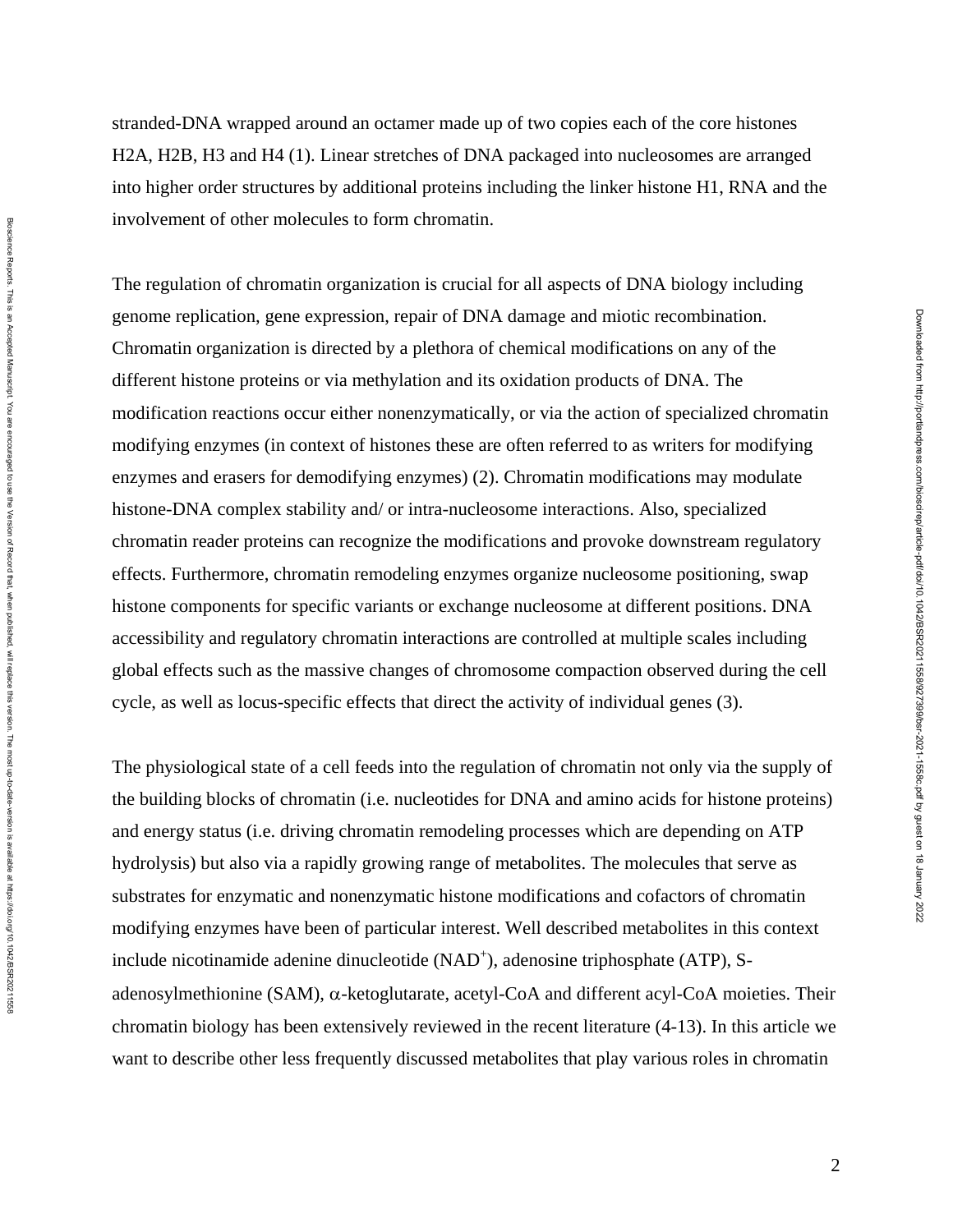stranded-DNA wrapped around an octamer made up of two copies each of the core histones H2A, H2B, H3 and H4 (1). Linear stretches of DNA packaged into nucleosomes are arranged into higher order structures by additional proteins including the linker histone H1, RNA and the involvement of other molecules to form chromatin.

The regulation of chromatin organization is crucial for all aspects of DNA biology including genome replication, gene expression, repair of DNA damage and miotic recombination. Chromatin organization is directed by a plethora of chemical modifications on any of the different histone proteins or via methylation and its oxidation products of DNA. The modification reactions occur either nonenzymatically, or via the action of specialized chromatin modifying enzymes (in context of histones these are often referred to as writers for modifying enzymes and erasers for demodifying enzymes) (2). Chromatin modifications may modulate histone-DNA complex stability and/ or intra-nucleosome interactions. Also, specialized chromatin reader proteins can recognize the modifications and provoke downstream regulatory effects. Furthermore, chromatin remodeling enzymes organize nucleosome positioning, swap histone components for specific variants or exchange nucleosome at different positions. DNA accessibility and regulatory chromatin interactions are controlled at multiple scales including global effects such as the massive changes of chromosome compaction observed during the cell cycle, as well as locus-specific effects that direct the activity of individual genes (3).

The physiological state of a cell feeds into the regulation of chromatin not only via the supply of the building blocks of chromatin (i.e. nucleotides for DNA and amino acids for histone proteins) and energy status (i.e. driving chromatin remodeling processes which are depending on ATP hydrolysis) but also via a rapidly growing range of metabolites. The molecules that serve as substrates for enzymatic and nonenzymatic histone modifications and cofactors of chromatin modifying enzymes have been of particular interest. Well described metabolites in this context include nicotinamide adenine dinucleotide ($NAD^+$), adenosine triphosphate (ATP), S-adenosylmethionine (SAM), $\alpha$-ketoglutarate, acetyl-CoA and different acyl-CoA moieties. Their chromatin biology has been extensively reviewed in the recent literature (4-13). In this article we want to describe other less frequently discussed metabolites that play various roles in chromatin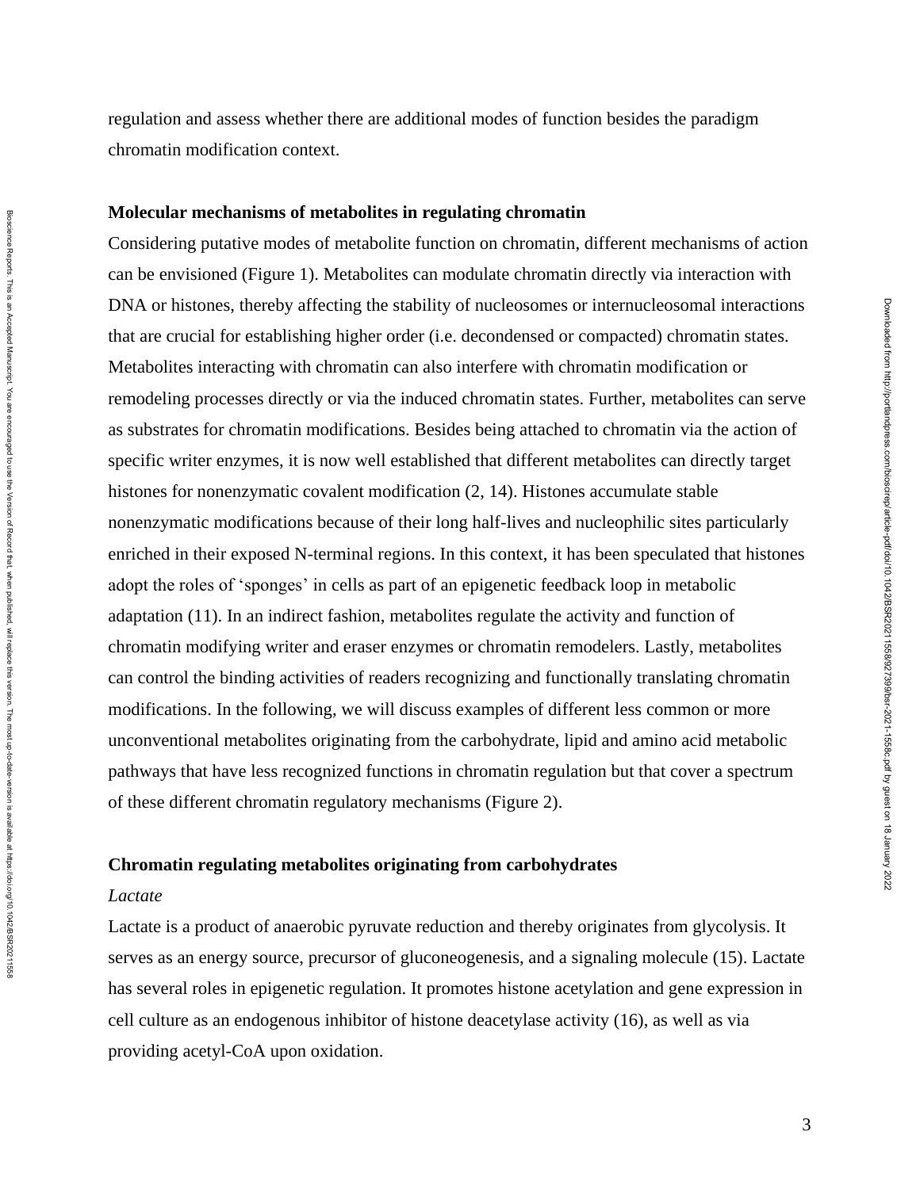regulation and assess whether there are additional modes of function besides the paradigm chromatin modification context.

## Molecular mechanisms of metabolites in regulating chromatin

Considering putative modes of metabolite function on chromatin, different mechanisms of action can be envisioned (Figure 1). Metabolites can modulate chromatin directly via interaction with DNA or histones, thereby affecting the stability of nucleosomes or internucleosomal interactions that are crucial for establishing higher order (i.e. decondensed or compacted) chromatin states. Metabolites interacting with chromatin can also interfere with chromatin modification or remodeling processes directly or via the induced chromatin states. Further, metabolites can serve as substrates for chromatin modifications. Besides being attached to chromatin via the action of specific writer enzymes, it is now well established that different metabolites can directly target histones for nonenzymatic covalent modification (2, 14). Histones accumulate stable nonenzymatic modifications because of their long half-lives and nucleophilic sites particularly enriched in their exposed N-terminal regions. In this context, it has been speculated that histones adopt the roles of 'sponges' in cells as part of an epigenetic feedback loop in metabolic adaptation (11). In an indirect fashion, metabolites regulate the activity and function of chromatin modifying writer and eraser enzymes or chromatin remodelers. Lastly, metabolites can control the binding activities of readers recognizing and functionally translating chromatin modifications. In the following, we will discuss examples of different less common or more unconventional metabolites originating from the carbohydrate, lipid and amino acid metabolic pathways that have less recognized functions in chromatin regulation but that cover a spectrum of these different chromatin regulatory mechanisms (Figure 2).

## Chromatin regulating metabolites originating from carbohydrates

### *Lactate*

Lactate is a product of anaerobic pyruvate reduction and thereby originates from glycolysis. It serves as an energy source, precursor of gluconeogenesis, and a signaling molecule (15). Lactate has several roles in epigenetic regulation. It promotes histone acetylation and gene expression in cell culture as an endogenous inhibitor of histone deacetylase activity (16), as well as via providing acetyl-CoA upon oxidation.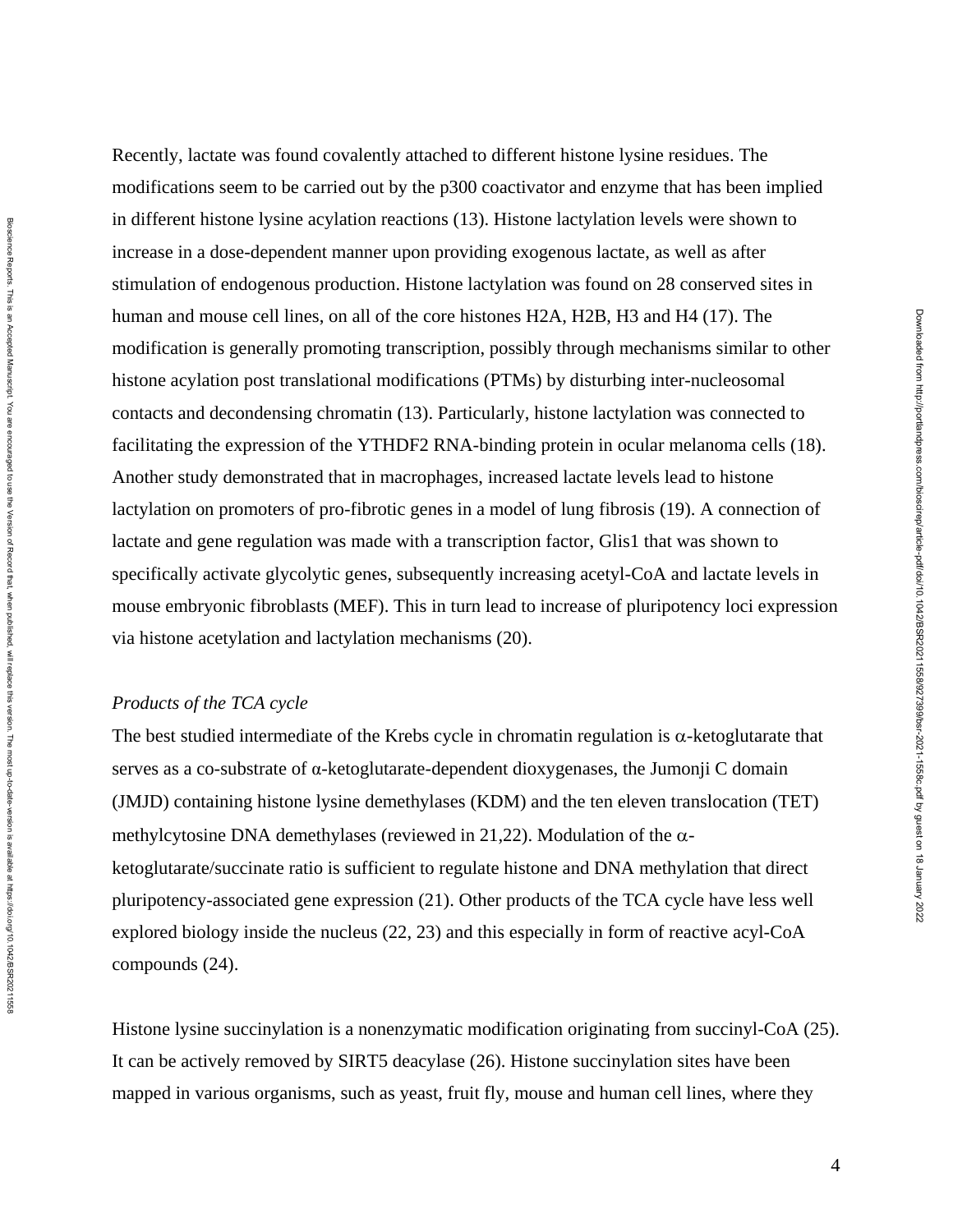Recently, lactate was found covalently attached to different histone lysine residues. The modifications seem to be carried out by the p300 coactivator and enzyme that has been implied in different histone lysine acylation reactions (13). Histone lactylation levels were shown to increase in a dose-dependent manner upon providing exogenous lactate, as well as after stimulation of endogenous production. Histone lactylation was found on 28 conserved sites in human and mouse cell lines, on all of the core histones H2A, H2B, H3 and H4 (17). The modification is generally promoting transcription, possibly through mechanisms similar to other histone acylation post translational modifications (PTMs) by disturbing inter-nucleosomal contacts and decondensing chromatin (13). Particularly, histone lactylation was connected to facilitating the expression of the YTHDF2 RNA-binding protein in ocular melanoma cells (18). Another study demonstrated that in macrophages, increased lactate levels lead to histone lactylation on promoters of pro-fibrotic genes in a model of lung fibrosis (19). A connection of lactate and gene regulation was made with a transcription factor, Glis1 that was shown to specifically activate glycolytic genes, subsequently increasing acetyl-CoA and lactate levels in mouse embryonic fibroblasts (MEF). This in turn lead to increase of pluripotency loci expression via histone acetylation and lactylation mechanisms (20).

*Products of the TCA cycle*

The best studied intermediate of the Krebs cycle in chromatin regulation is α-ketoglutarate that serves as a co-substrate of α-ketoglutarate-dependent dioxygenases, the Jumonji C domain (JMJD) containing histone lysine demethylases (KDM) and the ten eleven translocation (TET) methylcytosine DNA demethylases (reviewed in 21,22). Modulation of the α-ketoglutarate/succinate ratio is sufficient to regulate histone and DNA methylation that direct pluripotency-associated gene expression (21). Other products of the TCA cycle have less well explored biology inside the nucleus (22, 23) and this especially in form of reactive acyl-CoA compounds (24).

Histone lysine succinylation is a nonenzymatic modification originating from succinyl-CoA (25). It can be actively removed by SIRT5 deacylase (26). Histone succinylation sites have been mapped in various organisms, such as yeast, fruit fly, mouse and human cell lines, where they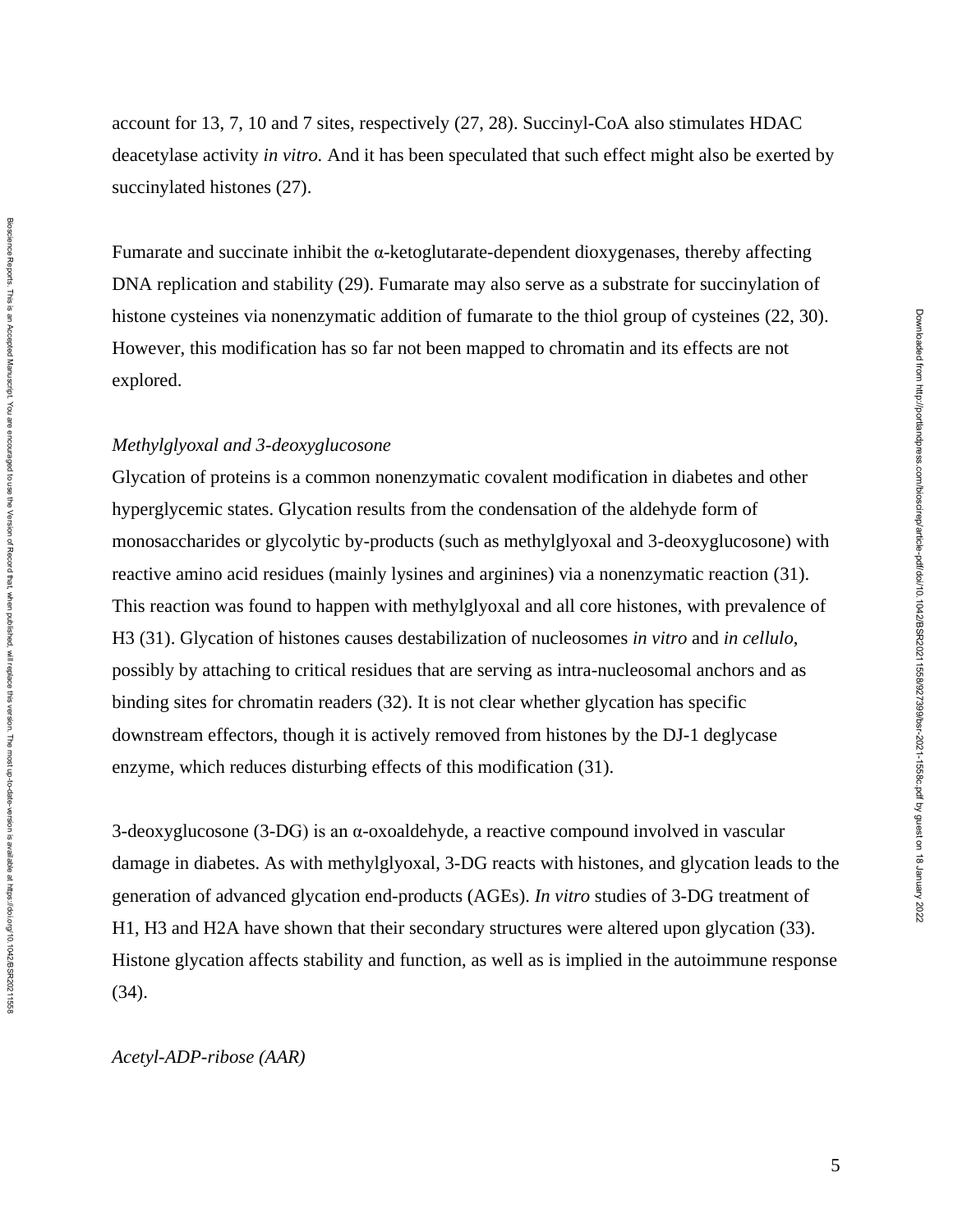account for 13, 7, 10 and 7 sites, respectively (27, 28). Succinyl-CoA also stimulates HDAC deacetylase activity *in vitro.* And it has been speculated that such effect might also be exerted by succinylated histones (27).

Fumarate and succinate inhibit the α-ketoglutarate-dependent dioxygenases, thereby affecting DNA replication and stability (29). Fumarate may also serve as a substrate for succinylation of histone cysteines via nonenzymatic addition of fumarate to the thiol group of cysteines (22, 30). However, this modification has so far not been mapped to chromatin and its effects are not explored.

*Methylglyoxal and 3-deoxyglucosone*

Glycation of proteins is a common nonenzymatic covalent modification in diabetes and other hyperglycemic states. Glycation results from the condensation of the aldehyde form of monosaccharides or glycolytic by-products (such as methylglyoxal and 3-deoxyglucosone) with reactive amino acid residues (mainly lysines and arginines) via a nonenzymatic reaction (31). This reaction was found to happen with methylglyoxal and all core histones, with prevalence of H3 (31). Glycation of histones causes destabilization of nucleosomes *in vitro* and *in cellulo*, possibly by attaching to critical residues that are serving as intra-nucleosomal anchors and as binding sites for chromatin readers (32). It is not clear whether glycation has specific downstream effectors, though it is actively removed from histones by the DJ-1 deglycase enzyme, which reduces disturbing effects of this modification (31).

3-deoxyglucosone (3-DG) is an α-oxoaldehyde, a reactive compound involved in vascular damage in diabetes. As with methylglyoxal, 3-DG reacts with histones, and glycation leads to the generation of advanced glycation end-products (AGEs). *In vitro* studies of 3-DG treatment of H1, H3 and H2A have shown that their secondary structures were altered upon glycation (33). Histone glycation affects stability and function, as well as is implied in the autoimmune response (34).

*Acetyl-ADP-ribose (AAR)*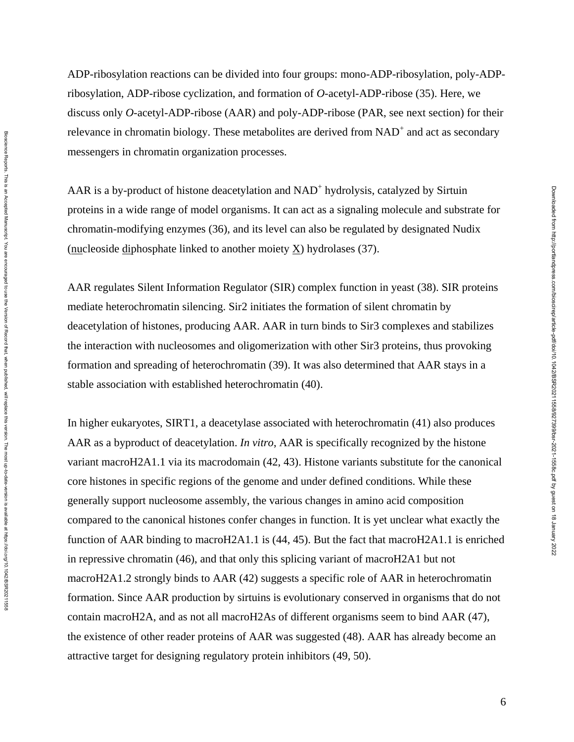ADP-ribosylation reactions can be divided into four groups: mono-ADP-ribosylation, poly-ADP-ribosylation, ADP-ribose cyclization, and formation of *O*-acetyl-ADP-ribose (35). Here, we discuss only *O*-acetyl-ADP-ribose (AAR) and poly-ADP-ribose (PAR, see next section) for their relevance in chromatin biology. These metabolites are derived from $NAD^+$ and act as secondary messengers in chromatin organization processes.

AAR is a by-product of histone deacetylation and $NAD^+$ hydrolysis, catalyzed by Sirtuin proteins in a wide range of model organisms. It can act as a signaling molecule and substrate for chromatin-modifying enzymes (36), and its level can also be regulated by designated Nudix (nucleoside diphosphate linked to another moiety X) hydrolases (37).

AAR regulates Silent Information Regulator (SIR) complex function in yeast (38). SIR proteins mediate heterochromatin silencing. Sir2 initiates the formation of silent chromatin by deacetylation of histones, producing AAR. AAR in turn binds to Sir3 complexes and stabilizes the interaction with nucleosomes and oligomerization with other Sir3 proteins, thus provoking formation and spreading of heterochromatin (39). It was also determined that AAR stays in a stable association with established heterochromatin (40).

In higher eukaryotes, SIRT1, a deacetylase associated with heterochromatin (41) also produces AAR as a byproduct of deacetylation. *In vitro*, AAR is specifically recognized by the histone variant macroH2A1.1 via its macrodomain (42, 43). Histone variants substitute for the canonical core histones in specific regions of the genome and under defined conditions. While these generally support nucleosome assembly, the various changes in amino acid composition compared to the canonical histones confer changes in function. It is yet unclear what exactly the function of AAR binding to macroH2A1.1 is (44, 45). But the fact that macroH2A1.1 is enriched in repressive chromatin (46), and that only this splicing variant of macroH2A1 but not macroH2A1.2 strongly binds to AAR (42) suggests a specific role of AAR in heterochromatin formation. Since AAR production by sirtuins is evolutionary conserved in organisms that do not contain macroH2A, and as not all macroH2As of different organisms seem to bind AAR (47), the existence of other reader proteins of AAR was suggested (48). AAR has already become an attractive target for designing regulatory protein inhibitors (49, 50).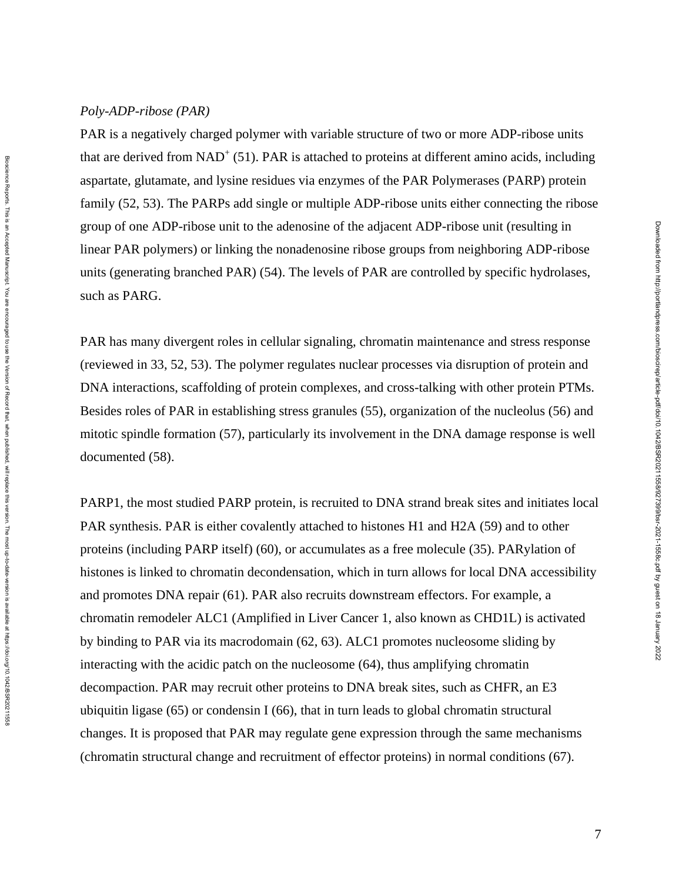*Poly-ADP-ribose (PAR)*

PAR is a negatively charged polymer with variable structure of two or more ADP-ribose units that are derived from $NAD^+$ (51). PAR is attached to proteins at different amino acids, including aspartate, glutamate, and lysine residues via enzymes of the PAR Polymerases (PARP) protein family (52, 53). The PARPs add single or multiple ADP-ribose units either connecting the ribose group of one ADP-ribose unit to the adenosine of the adjacent ADP-ribose unit (resulting in linear PAR polymers) or linking the nonadenosine ribose groups from neighboring ADP-ribose units (generating branched PAR) (54). The levels of PAR are controlled by specific hydrolases, such as PARG.

PAR has many divergent roles in cellular signaling, chromatin maintenance and stress response (reviewed in 33, 52, 53). The polymer regulates nuclear processes via disruption of protein and DNA interactions, scaffolding of protein complexes, and cross-talking with other protein PTMs. Besides roles of PAR in establishing stress granules (55), organization of the nucleolus (56) and mitotic spindle formation (57), particularly its involvement in the DNA damage response is well documented (58).

PARP1, the most studied PARP protein, is recruited to DNA strand break sites and initiates local PAR synthesis. PAR is either covalently attached to histones H1 and H2A (59) and to other proteins (including PARP itself) (60), or accumulates as a free molecule (35). PARylation of histones is linked to chromatin decondensation, which in turn allows for local DNA accessibility and promotes DNA repair (61). PAR also recruits downstream effectors. For example, a chromatin remodeler ALC1 (Amplified in Liver Cancer 1, also known as CHD1L) is activated by binding to PAR via its macrodomain (62, 63). ALC1 promotes nucleosome sliding by interacting with the acidic patch on the nucleosome (64), thus amplifying chromatin decompaction. PAR may recruit other proteins to DNA break sites, such as CHFR, an E3 ubiquitin ligase (65) or condensin I (66), that in turn leads to global chromatin structural changes. It is proposed that PAR may regulate gene expression through the same mechanisms (chromatin structural change and recruitment of effector proteins) in normal conditions (67).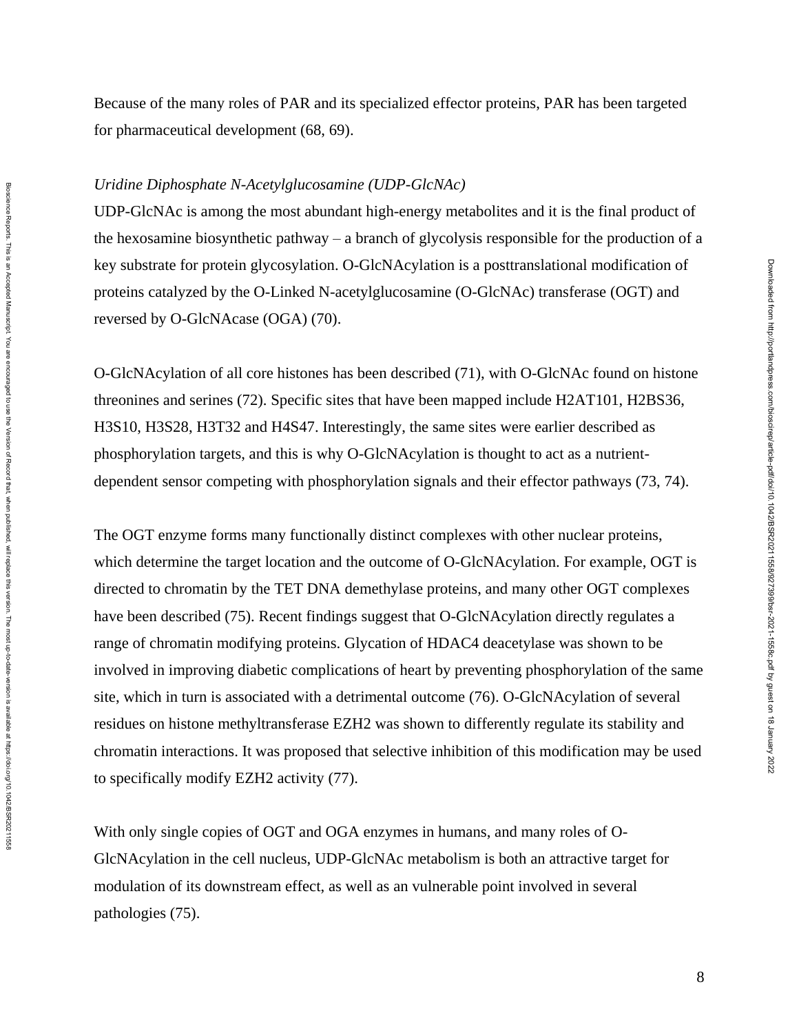Because of the many roles of PAR and its specialized effector proteins, PAR has been targeted for pharmaceutical development (68, 69).

*Uridine Diphosphate N-Acetylglucosamine (UDP-GlcNAc)*

UDP-GlcNAc is among the most abundant high-energy metabolites and it is the final product of the hexosamine biosynthetic pathway – a branch of glycolysis responsible for the production of a key substrate for protein glycosylation. O-GlcNAcylation is a posttranslational modification of proteins catalyzed by the O-Linked N-acetylglucosamine (O-GlcNAc) transferase (OGT) and reversed by O-GlcNAcase (OGA) (70).

O-GlcNAcylation of all core histones has been described (71), with O-GlcNAc found on histone threonines and serines (72). Specific sites that have been mapped include H2AT101, H2BS36, H3S10, H3S28, H3T32 and H4S47. Interestingly, the same sites were earlier described as phosphorylation targets, and this is why O-GlcNAcylation is thought to act as a nutrient-dependent sensor competing with phosphorylation signals and their effector pathways (73, 74).

The OGT enzyme forms many functionally distinct complexes with other nuclear proteins, which determine the target location and the outcome of O-GlcNAcylation. For example, OGT is directed to chromatin by the TET DNA demethylase proteins, and many other OGT complexes have been described (75). Recent findings suggest that O-GlcNAcylation directly regulates a range of chromatin modifying proteins. Glycation of HDAC4 deacetylase was shown to be involved in improving diabetic complications of heart by preventing phosphorylation of the same site, which in turn is associated with a detrimental outcome (76). O-GlcNAcylation of several residues on histone methyltransferase EZH2 was shown to differently regulate its stability and chromatin interactions. It was proposed that selective inhibition of this modification may be used to specifically modify EZH2 activity (77).

With only single copies of OGT and OGA enzymes in humans, and many roles of O-GlcNAcylation in the cell nucleus, UDP-GlcNAc metabolism is both an attractive target for modulation of its downstream effect, as well as an vulnerable point involved in several pathologies (75).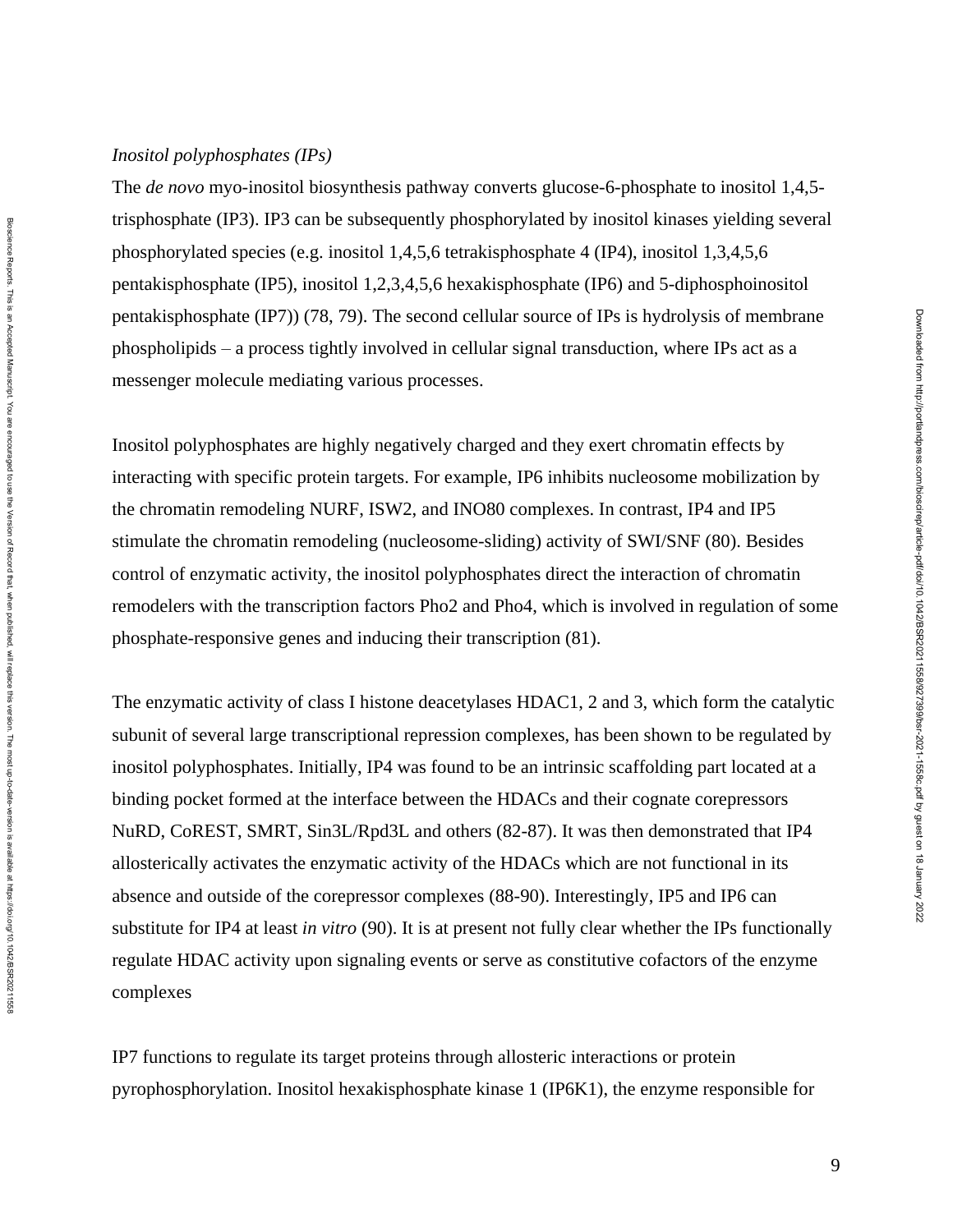*Inositol polyphosphates (IPs)*

The *de novo* myo-inositol biosynthesis pathway converts glucose-6-phosphate to inositol 1,4,5-trisphosphate (IP3). IP3 can be subsequently phosphorylated by inositol kinases yielding several phosphorylated species (e.g. inositol 1,4,5,6 tetrakisphosphate 4 (IP4), inositol 1,3,4,5,6 pentakisphosphate (IP5), inositol 1,2,3,4,5,6 hexakisphosphate (IP6) and 5-diphosphoinositol pentakisphosphate (IP7)) (78, 79). The second cellular source of IPs is hydrolysis of membrane phospholipids – a process tightly involved in cellular signal transduction, where IPs act as a messenger molecule mediating various processes.

Inositol polyphosphates are highly negatively charged and they exert chromatin effects by interacting with specific protein targets. For example, IP6 inhibits nucleosome mobilization by the chromatin remodeling NURF, ISW2, and INO80 complexes. In contrast, IP4 and IP5 stimulate the chromatin remodeling (nucleosome-sliding) activity of SWI/SNF (80). Besides control of enzymatic activity, the inositol polyphosphates direct the interaction of chromatin remodelers with the transcription factors Pho2 and Pho4, which is involved in regulation of some phosphate-responsive genes and inducing their transcription (81).

The enzymatic activity of class I histone deacetylases HDAC1, 2 and 3, which form the catalytic subunit of several large transcriptional repression complexes, has been shown to be regulated by inositol polyphosphates. Initially, IP4 was found to be an intrinsic scaffolding part located at a binding pocket formed at the interface between the HDACs and their cognate corepressors NuRD, CoREST, SMRT, Sin3L/Rpd3L and others (82-87). It was then demonstrated that IP4 allosterically activates the enzymatic activity of the HDACs which are not functional in its absence and outside of the corepressor complexes (88-90). Interestingly, IP5 and IP6 can substitute for IP4 at least *in vitro* (90). It is at present not fully clear whether the IPs functionally regulate HDAC activity upon signaling events or serve as constitutive cofactors of the enzyme complexes

IP7 functions to regulate its target proteins through allosteric interactions or protein pyrophosphorylation. Inositol hexakisphosphate kinase 1 (IP6K1), the enzyme responsible for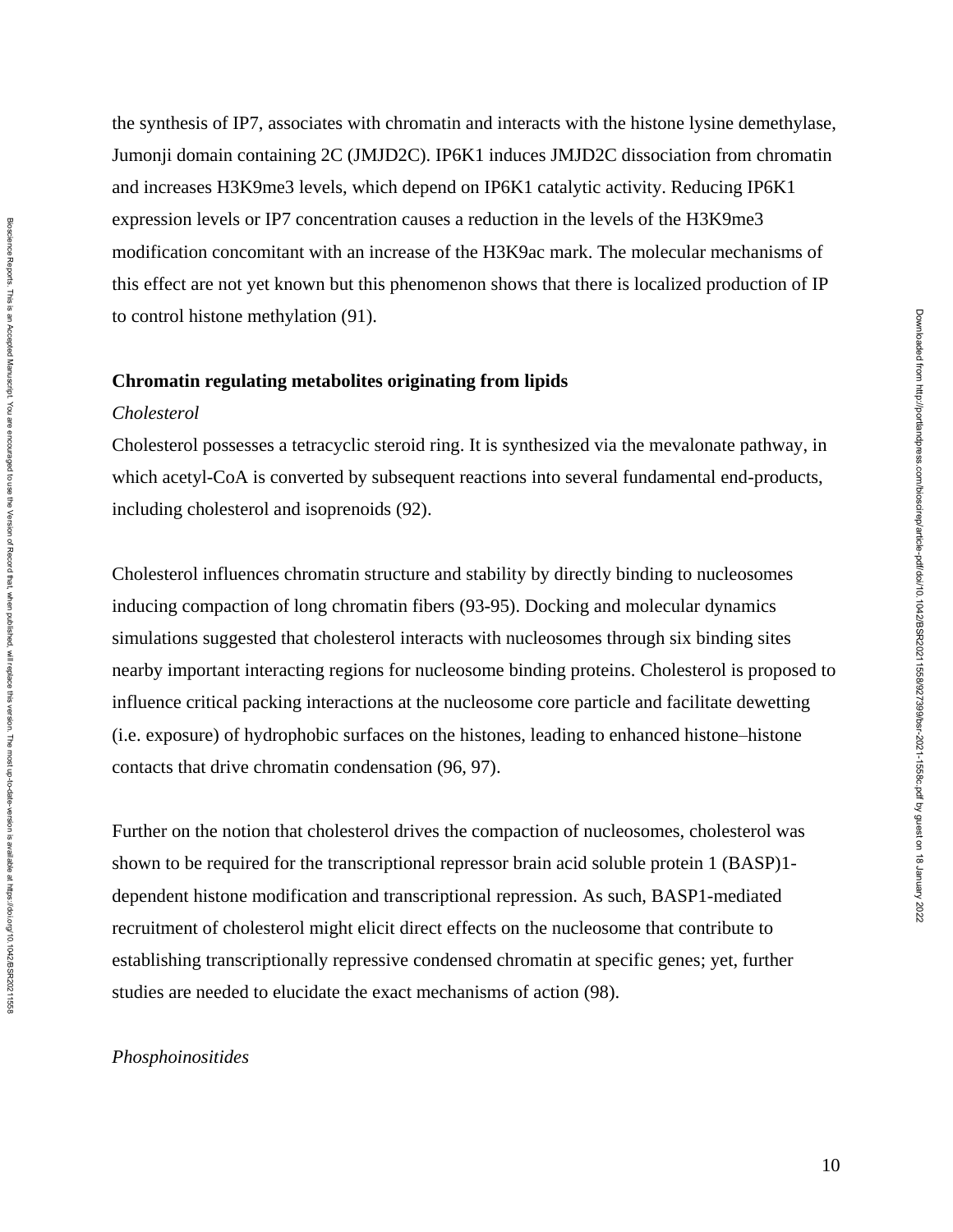the synthesis of IP7, associates with chromatin and interacts with the histone lysine demethylase, Jumonji domain containing 2C (JMJD2C). IP6K1 induces JMJD2C dissociation from chromatin and increases H3K9me3 levels, which depend on IP6K1 catalytic activity. Reducing IP6K1 expression levels or IP7 concentration causes a reduction in the levels of the H3K9me3 modification concomitant with an increase of the H3K9ac mark. The molecular mechanisms of this effect are not yet known but this phenomenon shows that there is localized production of IP to control histone methylation (91).

**Chromatin regulating metabolites originating from lipids**

*Cholesterol*

Cholesterol possesses a tetracyclic steroid ring. It is synthesized via the mevalonate pathway, in which acetyl-CoA is converted by subsequent reactions into several fundamental end-products, including cholesterol and isoprenoids (92).

Cholesterol influences chromatin structure and stability by directly binding to nucleosomes inducing compaction of long chromatin fibers (93-95). Docking and molecular dynamics simulations suggested that cholesterol interacts with nucleosomes through six binding sites nearby important interacting regions for nucleosome binding proteins. Cholesterol is proposed to influence critical packing interactions at the nucleosome core particle and facilitate dewetting (i.e. exposure) of hydrophobic surfaces on the histones, leading to enhanced histone–histone contacts that drive chromatin condensation (96, 97).

Further on the notion that cholesterol drives the compaction of nucleosomes, cholesterol was shown to be required for the transcriptional repressor brain acid soluble protein 1 (BASP)1-dependent histone modification and transcriptional repression. As such, BASP1-mediated recruitment of cholesterol might elicit direct effects on the nucleosome that contribute to establishing transcriptionally repressive condensed chromatin at specific genes; yet, further studies are needed to elucidate the exact mechanisms of action (98).

*Phosphoinositides*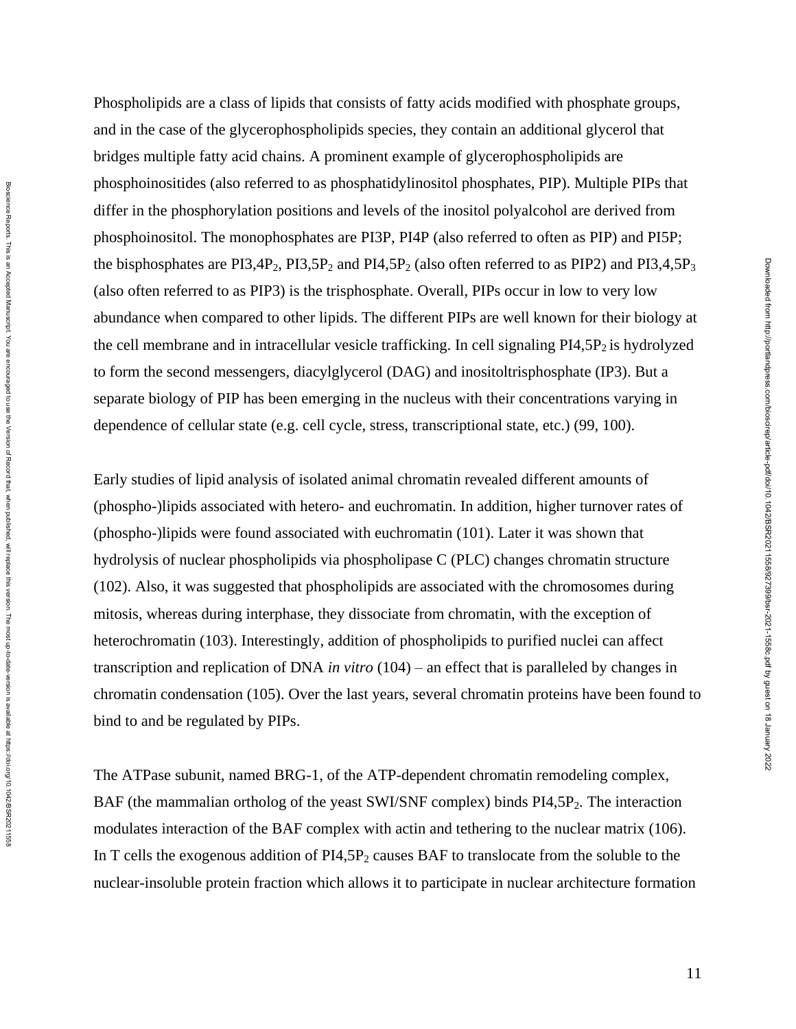Phospholipids are a class of lipids that consists of fatty acids modified with phosphate groups, and in the case of the glycerophospholipids species, they contain an additional glycerol that bridges multiple fatty acid chains. A prominent example of glycerophospholipids are phosphoinositides (also referred to as phosphatidylinositol phosphates, PIP). Multiple PIPs that differ in the phosphorylation positions and levels of the inositol polyalcohol are derived from phosphoinositol. The monophosphates are PI3P, PI4P (also referred to often as PIP) and PI5P; the bisphosphates are PI3,4$P_2$, PI3,5$P_2$ and PI4,5$P_2$ (also often referred to as PIP2) and PI3,4,5$P_3$ (also often referred to as PIP3) is the trisphosphate. Overall, PIPs occur in low to very low abundance when compared to other lipids. The different PIPs are well known for their biology at the cell membrane and in intracellular vesicle trafficking. In cell signaling PI4,5$P_2$ is hydrolyzed to form the second messengers, diacylglycerol (DAG) and inositoltrisphosphate (IP3). But a separate biology of PIP has been emerging in the nucleus with their concentrations varying in dependence of cellular state (e.g. cell cycle, stress, transcriptional state, etc.) (99, 100).

Early studies of lipid analysis of isolated animal chromatin revealed different amounts of (phospho-)lipids associated with hetero- and euchromatin. In addition, higher turnover rates of (phospho-)lipids were found associated with euchromatin (101). Later it was shown that hydrolysis of nuclear phospholipids via phospholipase C (PLC) changes chromatin structure (102). Also, it was suggested that phospholipids are associated with the chromosomes during mitosis, whereas during interphase, they dissociate from chromatin, with the exception of heterochromatin (103). Interestingly, addition of phospholipids to purified nuclei can affect transcription and replication of DNA *in vitro* (104) – an effect that is paralleled by changes in chromatin condensation (105). Over the last years, several chromatin proteins have been found to bind to and be regulated by PIPs.

The ATPase subunit, named BRG-1, of the ATP-dependent chromatin remodeling complex, BAF (the mammalian ortholog of the yeast SWI/SNF complex) binds PI4,5$P_2$. The interaction modulates interaction of the BAF complex with actin and tethering to the nuclear matrix (106). In T cells the exogenous addition of PI4,5$P_2$ causes BAF to translocate from the soluble to the nuclear-insoluble protein fraction which allows it to participate in nuclear architecture formation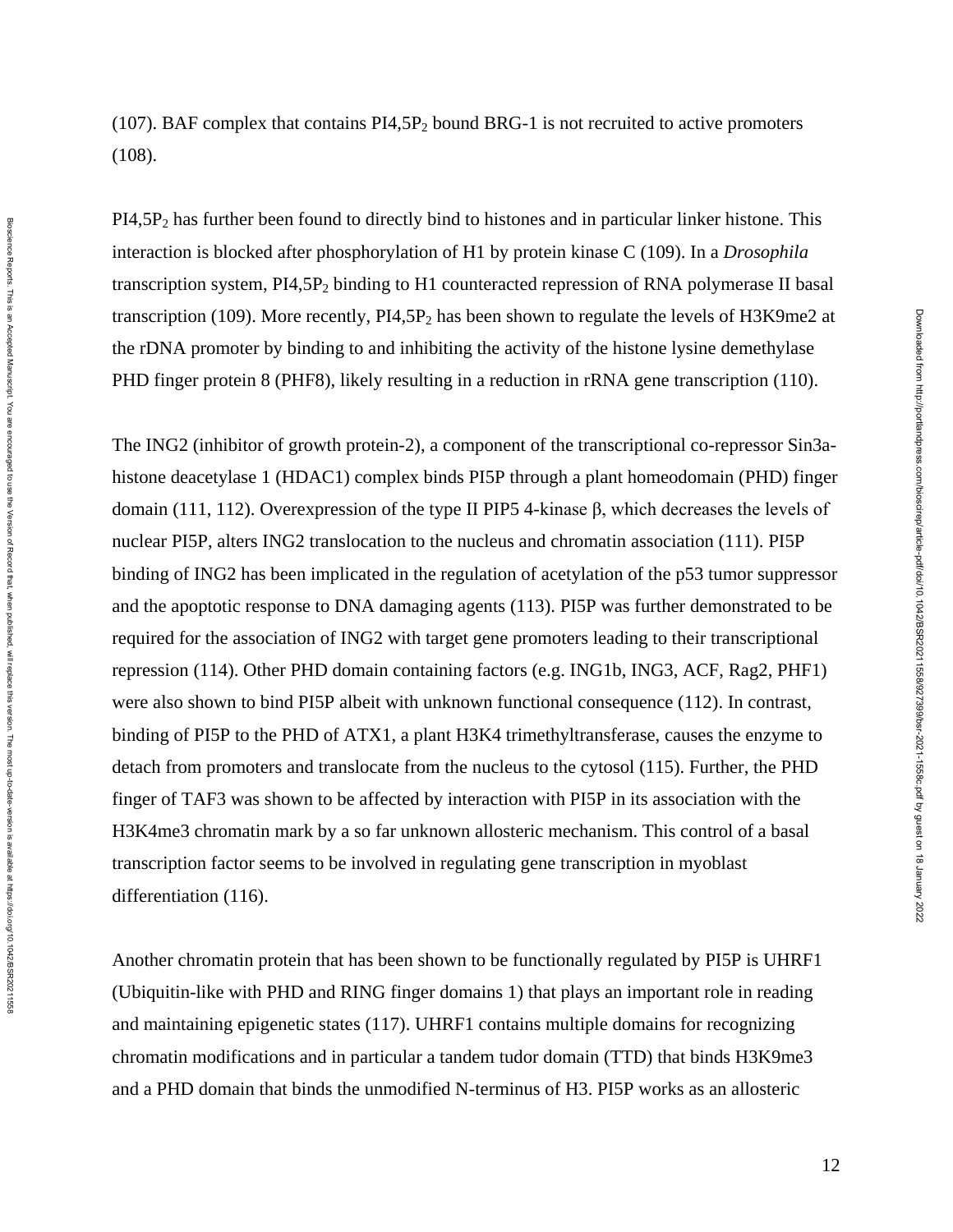(107). BAF complex that contains $PI4,5P_2$ bound BRG-1 is not recruited to active promoters (108).

$PI4,5P_2$ has further been found to directly bind to histones and in particular linker histone. This interaction is blocked after phosphorylation of H1 by protein kinase C (109). In a *Drosophila* transcription system, $PI4,5P_2$ binding to H1 counteracted repression of RNA polymerase II basal transcription (109). More recently, $PI4,5P_2$ has been shown to regulate the levels of H3K9me2 at the rDNA promoter by binding to and inhibiting the activity of the histone lysine demethylase PHD finger protein 8 (PHF8), likely resulting in a reduction in rRNA gene transcription (110).

The ING2 (inhibitor of growth protein-2), a component of the transcriptional co-repressor Sin3a-histone deacetylase 1 (HDAC1) complex binds PI5P through a plant homeodomain (PHD) finger domain (111, 112). Overexpression of the type II PIP5 4-kinase β, which decreases the levels of nuclear PI5P, alters ING2 translocation to the nucleus and chromatin association (111). PI5P binding of ING2 has been implicated in the regulation of acetylation of the p53 tumor suppressor and the apoptotic response to DNA damaging agents (113). PI5P was further demonstrated to be required for the association of ING2 with target gene promoters leading to their transcriptional repression (114). Other PHD domain containing factors (e.g. ING1b, ING3, ACF, Rag2, PHF1) were also shown to bind PI5P albeit with unknown functional consequence (112). In contrast, binding of PI5P to the PHD of ATX1, a plant H3K4 trimethyltransferase, causes the enzyme to detach from promoters and translocate from the nucleus to the cytosol (115). Further, the PHD finger of TAF3 was shown to be affected by interaction with PI5P in its association with the H3K4me3 chromatin mark by a so far unknown allosteric mechanism. This control of a basal transcription factor seems to be involved in regulating gene transcription in myoblast differentiation (116).

Another chromatin protein that has been shown to be functionally regulated by PI5P is UHRF1 (Ubiquitin-like with PHD and RING finger domains 1) that plays an important role in reading and maintaining epigenetic states (117). UHRF1 contains multiple domains for recognizing chromatin modifications and in particular a tandem tudor domain (TTD) that binds H3K9me3 and a PHD domain that binds the unmodified N-terminus of H3. PI5P works as an allosteric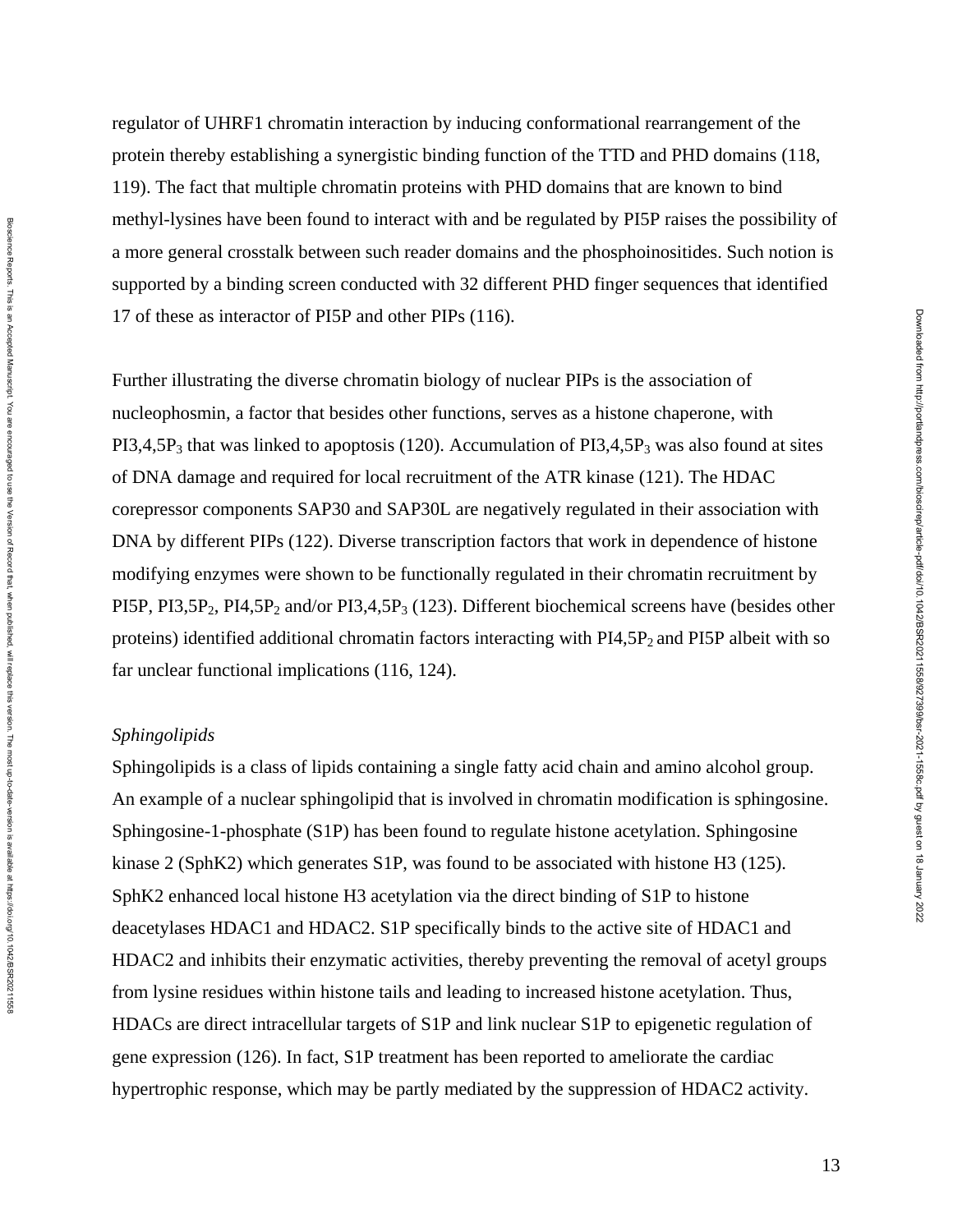regulator of UHRF1 chromatin interaction by inducing conformational rearrangement of the protein thereby establishing a synergistic binding function of the TTD and PHD domains (118, 119). The fact that multiple chromatin proteins with PHD domains that are known to bind methyl-lysines have been found to interact with and be regulated by PI5P raises the possibility of a more general crosstalk between such reader domains and the phosphoinositides. Such notion is supported by a binding screen conducted with 32 different PHD finger sequences that identified 17 of these as interactor of PI5P and other PIPs (116).

Further illustrating the diverse chromatin biology of nuclear PIPs is the association of nucleophosmin, a factor that besides other functions, serves as a histone chaperone, with PI3,4,5$P_3$ that was linked to apoptosis (120). Accumulation of PI3,4,5$P_3$ was also found at sites of DNA damage and required for local recruitment of the ATR kinase (121). The HDAC corepressor components SAP30 and SAP30L are negatively regulated in their association with DNA by different PIPs (122). Diverse transcription factors that work in dependence of histone modifying enzymes were shown to be functionally regulated in their chromatin recruitment by PI5P, PI3,5$P_2$, PI4,5$P_2$ and/or PI3,4,5$P_3$ (123). Different biochemical screens have (besides other proteins) identified additional chromatin factors interacting with PI4,5$P_2$ and PI5P albeit with so far unclear functional implications (116, 124).

*Sphingolipids*

Sphingolipids is a class of lipids containing a single fatty acid chain and amino alcohol group. An example of a nuclear sphingolipid that is involved in chromatin modification is sphingosine. Sphingosine-1-phosphate (S1P) has been found to regulate histone acetylation. Sphingosine kinase 2 (SphK2) which generates S1P, was found to be associated with histone H3 (125). SphK2 enhanced local histone H3 acetylation via the direct binding of S1P to histone deacetylases HDAC1 and HDAC2. S1P specifically binds to the active site of HDAC1 and HDAC2 and inhibits their enzymatic activities, thereby preventing the removal of acetyl groups from lysine residues within histone tails and leading to increased histone acetylation. Thus, HDACs are direct intracellular targets of S1P and link nuclear S1P to epigenetic regulation of gene expression (126). In fact, S1P treatment has been reported to ameliorate the cardiac hypertrophic response, which may be partly mediated by the suppression of HDAC2 activity.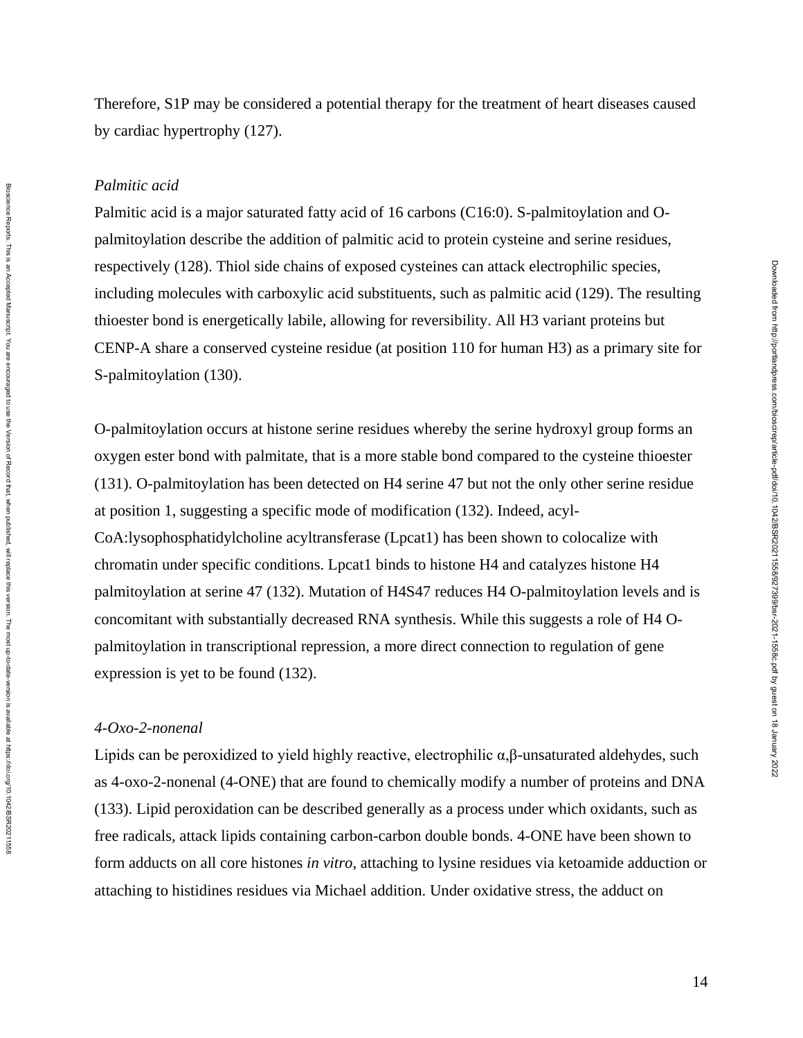Therefore, S1P may be considered a potential therapy for the treatment of heart diseases caused by cardiac hypertrophy (127).

*Palmitic acid*

Palmitic acid is a major saturated fatty acid of 16 carbons (C16:0). S-palmitoylation and O-palmitoylation describe the addition of palmitic acid to protein cysteine and serine residues, respectively (128). Thiol side chains of exposed cysteines can attack electrophilic species, including molecules with carboxylic acid substituents, such as palmitic acid (129). The resulting thioester bond is energetically labile, allowing for reversibility. All H3 variant proteins but CENP-A share a conserved cysteine residue (at position 110 for human H3) as a primary site for S-palmitoylation (130).

O-palmitoylation occurs at histone serine residues whereby the serine hydroxyl group forms an oxygen ester bond with palmitate, that is a more stable bond compared to the cysteine thioester (131). O-palmitoylation has been detected on H4 serine 47 but not the only other serine residue at position 1, suggesting a specific mode of modification (132). Indeed, acyl-CoA:lysophosphatidylcholine acyltransferase (Lpcat1) has been shown to colocalize with chromatin under specific conditions. Lpcat1 binds to histone H4 and catalyzes histone H4 palmitoylation at serine 47 (132). Mutation of H4S47 reduces H4 O-palmitoylation levels and is concomitant with substantially decreased RNA synthesis. While this suggests a role of H4 O-palmitoylation in transcriptional repression, a more direct connection to regulation of gene expression is yet to be found (132).

*4-Oxo-2-nonenal*

Lipids can be peroxidized to yield highly reactive, electrophilic α,β-unsaturated aldehydes, such as 4-oxo-2-nonenal (4-ONE) that are found to chemically modify a number of proteins and DNA (133). Lipid peroxidation can be described generally as a process under which oxidants, such as free radicals, attack lipids containing carbon-carbon double bonds. 4-ONE have been shown to form adducts on all core histones *in vitro*, attaching to lysine residues via ketoamide adduction or attaching to histidines residues via Michael addition. Under oxidative stress, the adduct on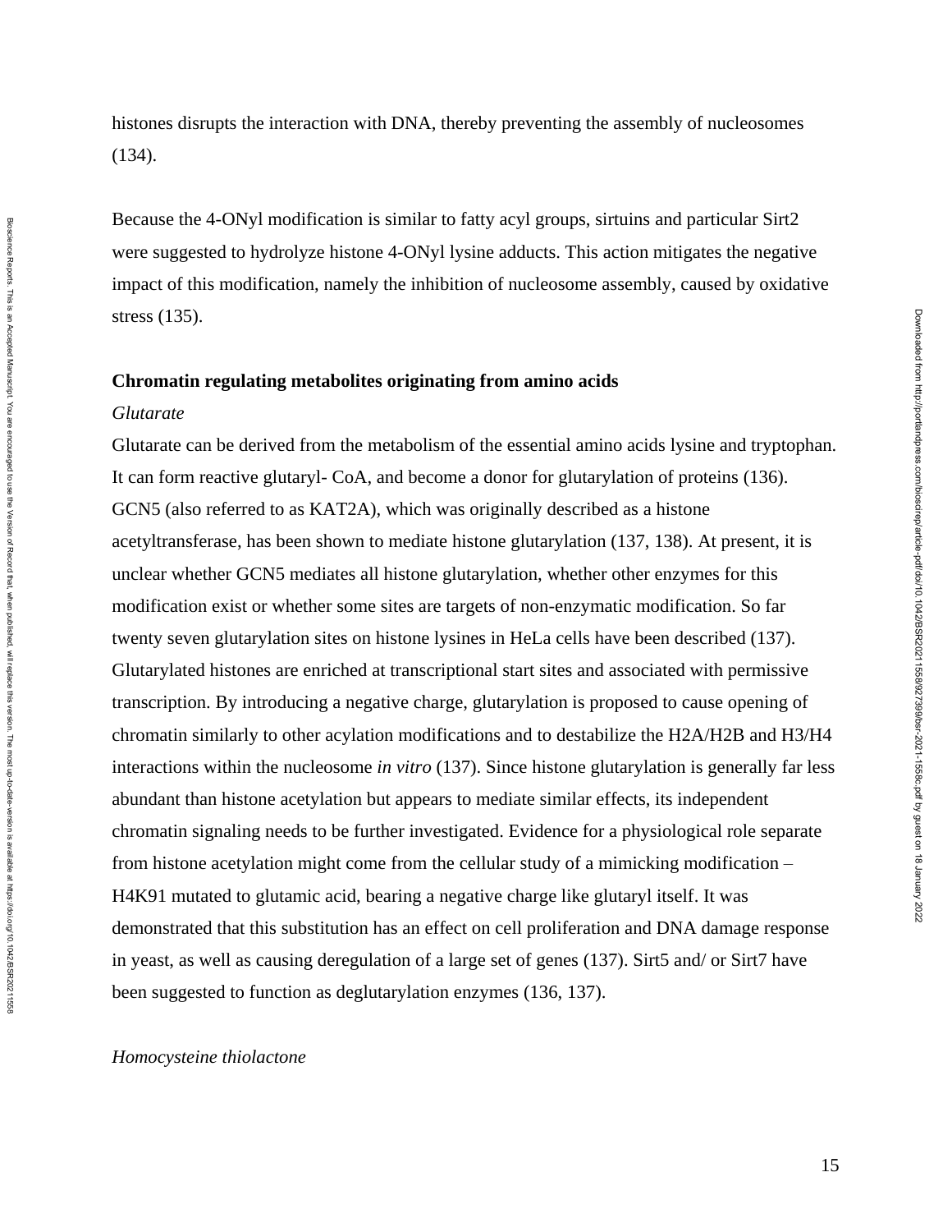histones disrupts the interaction with DNA, thereby preventing the assembly of nucleosomes (134).

Because the 4-ONyl modification is similar to fatty acyl groups, sirtuins and particular Sirt2 were suggested to hydrolyze histone 4-ONyl lysine adducts. This action mitigates the negative impact of this modification, namely the inhibition of nucleosome assembly, caused by oxidative stress (135).

**Chromatin regulating metabolites originating from amino acids**

*Glutarate*

Glutarate can be derived from the metabolism of the essential amino acids lysine and tryptophan. It can form reactive glutaryl- CoA, and become a donor for glutarylation of proteins (136). GCN5 (also referred to as KAT2A), which was originally described as a histone acetyltransferase, has been shown to mediate histone glutarylation (137, 138). At present, it is unclear whether GCN5 mediates all histone glutarylation, whether other enzymes for this modification exist or whether some sites are targets of non-enzymatic modification. So far twenty seven glutarylation sites on histone lysines in HeLa cells have been described (137). Glutarylated histones are enriched at transcriptional start sites and associated with permissive transcription. By introducing a negative charge, glutarylation is proposed to cause opening of chromatin similarly to other acylation modifications and to destabilize the H2A/H2B and H3/H4 interactions within the nucleosome *in vitro* (137). Since histone glutarylation is generally far less abundant than histone acetylation but appears to mediate similar effects, its independent chromatin signaling needs to be further investigated. Evidence for a physiological role separate from histone acetylation might come from the cellular study of a mimicking modification – H4K91 mutated to glutamic acid, bearing a negative charge like glutaryl itself. It was demonstrated that this substitution has an effect on cell proliferation and DNA damage response in yeast, as well as causing deregulation of a large set of genes (137). Sirt5 and/ or Sirt7 have been suggested to function as deglutarylation enzymes (136, 137).

*Homocysteine thiolactone*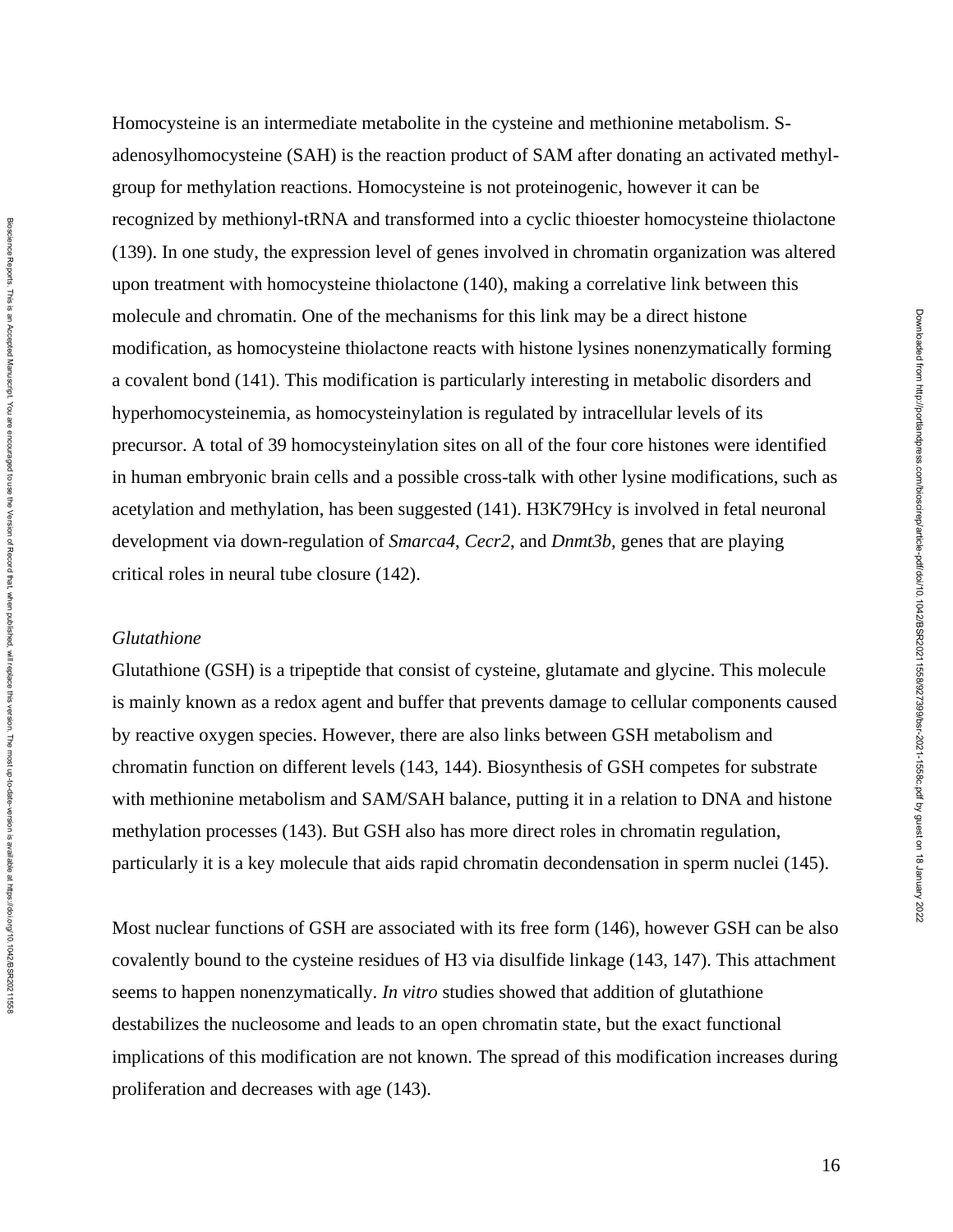Homocysteine is an intermediate metabolite in the cysteine and methionine metabolism. S-adenosylhomocysteine (SAH) is the reaction product of SAM after donating an activated methyl-group for methylation reactions. Homocysteine is not proteinogenic, however it can be recognized by methionyl-tRNA and transformed into a cyclic thioester homocysteine thiolactone (139). In one study, the expression level of genes involved in chromatin organization was altered upon treatment with homocysteine thiolactone (140), making a correlative link between this molecule and chromatin. One of the mechanisms for this link may be a direct histone modification, as homocysteine thiolactone reacts with histone lysines nonenzymatically forming a covalent bond (141). This modification is particularly interesting in metabolic disorders and hyperhomocysteinemia, as homocysteinylation is regulated by intracellular levels of its precursor. A total of 39 homocysteinylation sites on all of the four core histones were identified in human embryonic brain cells and a possible cross-talk with other lysine modifications, such as acetylation and methylation, has been suggested (141). H3K79Hcy is involved in fetal neuronal development via down-regulation of *Smarca4*, *Cecr2*, and *Dnmt3b,* genes that are playing critical roles in neural tube closure (142).

*Glutathione*

Glutathione (GSH) is a tripeptide that consist of cysteine, glutamate and glycine. This molecule is mainly known as a redox agent and buffer that prevents damage to cellular components caused by reactive oxygen species. However, there are also links between GSH metabolism and chromatin function on different levels (143, 144). Biosynthesis of GSH competes for substrate with methionine metabolism and SAM/SAH balance, putting it in a relation to DNA and histone methylation processes (143). But GSH also has more direct roles in chromatin regulation, particularly it is a key molecule that aids rapid chromatin decondensation in sperm nuclei (145).

Most nuclear functions of GSH are associated with its free form (146), however GSH can be also covalently bound to the cysteine residues of H3 via disulfide linkage (143, 147). This attachment seems to happen nonenzymatically. *In vitro* studies showed that addition of glutathione destabilizes the nucleosome and leads to an open chromatin state, but the exact functional implications of this modification are not known. The spread of this modification increases during proliferation and decreases with age (143).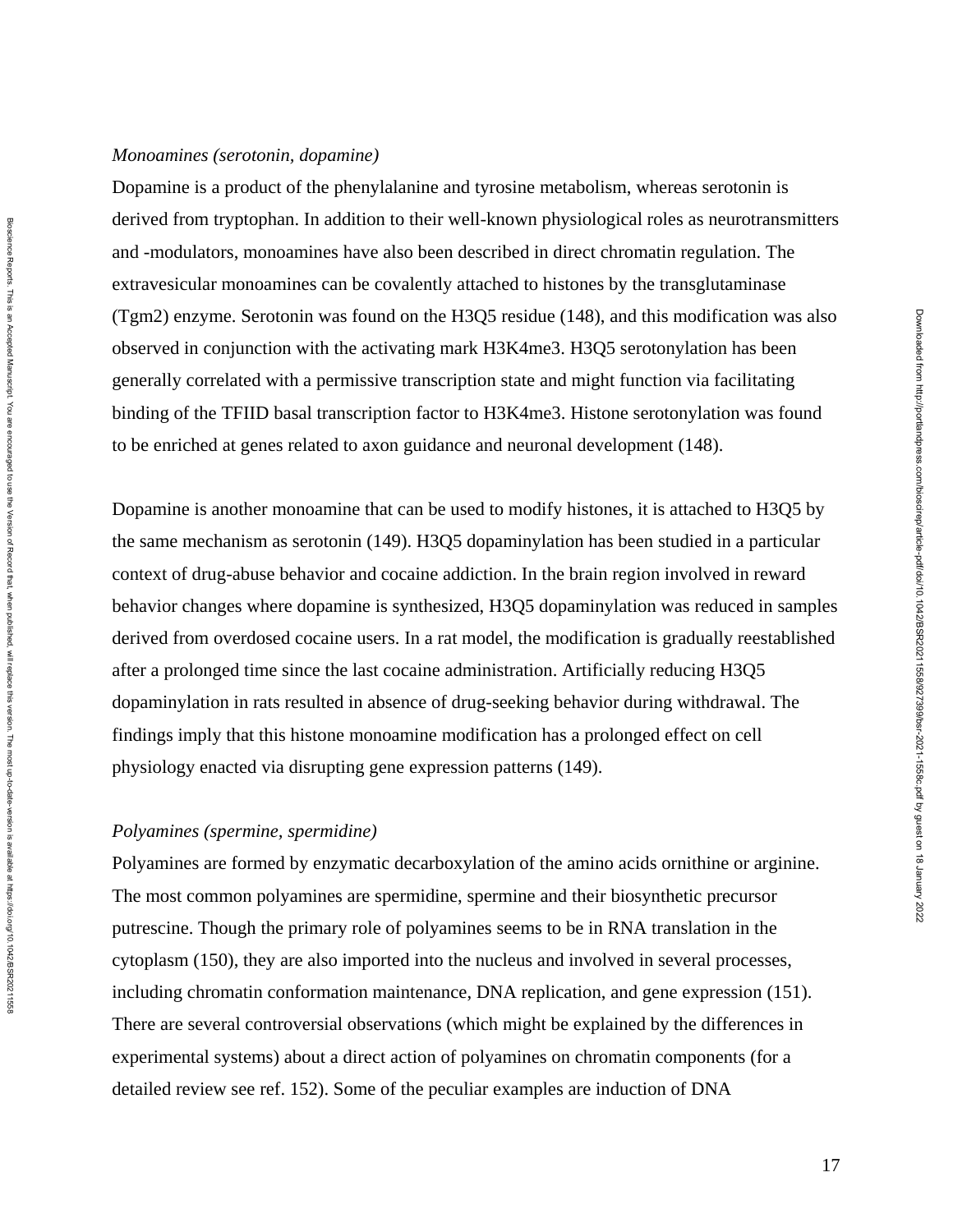*Monoamines (serotonin, dopamine)*

Dopamine is a product of the phenylalanine and tyrosine metabolism, whereas serotonin is derived from tryptophan. In addition to their well-known physiological roles as neurotransmitters and -modulators, monoamines have also been described in direct chromatin regulation. The extravesicular monoamines can be covalently attached to histones by the transglutaminase (Tgm2) enzyme. Serotonin was found on the H3Q5 residue (148), and this modification was also observed in conjunction with the activating mark H3K4me3. H3Q5 serotonylation has been generally correlated with a permissive transcription state and might function via facilitating binding of the TFIID basal transcription factor to H3K4me3. Histone serotonylation was found to be enriched at genes related to axon guidance and neuronal development (148).

Dopamine is another monoamine that can be used to modify histones, it is attached to H3Q5 by the same mechanism as serotonin (149). H3Q5 dopaminylation has been studied in a particular context of drug-abuse behavior and cocaine addiction. In the brain region involved in reward behavior changes where dopamine is synthesized, H3Q5 dopaminylation was reduced in samples derived from overdosed cocaine users. In a rat model, the modification is gradually reestablished after a prolonged time since the last cocaine administration. Artificially reducing H3Q5 dopaminylation in rats resulted in absence of drug-seeking behavior during withdrawal. The findings imply that this histone monoamine modification has a prolonged effect on cell physiology enacted via disrupting gene expression patterns (149).

*Polyamines (spermine, spermidine)*

Polyamines are formed by enzymatic decarboxylation of the amino acids ornithine or arginine. The most common polyamines are spermidine, spermine and their biosynthetic precursor putrescine. Though the primary role of polyamines seems to be in RNA translation in the cytoplasm (150), they are also imported into the nucleus and involved in several processes, including chromatin conformation maintenance, DNA replication, and gene expression (151). There are several controversial observations (which might be explained by the differences in experimental systems) about a direct action of polyamines on chromatin components (for a detailed review see ref. 152). Some of the peculiar examples are induction of DNA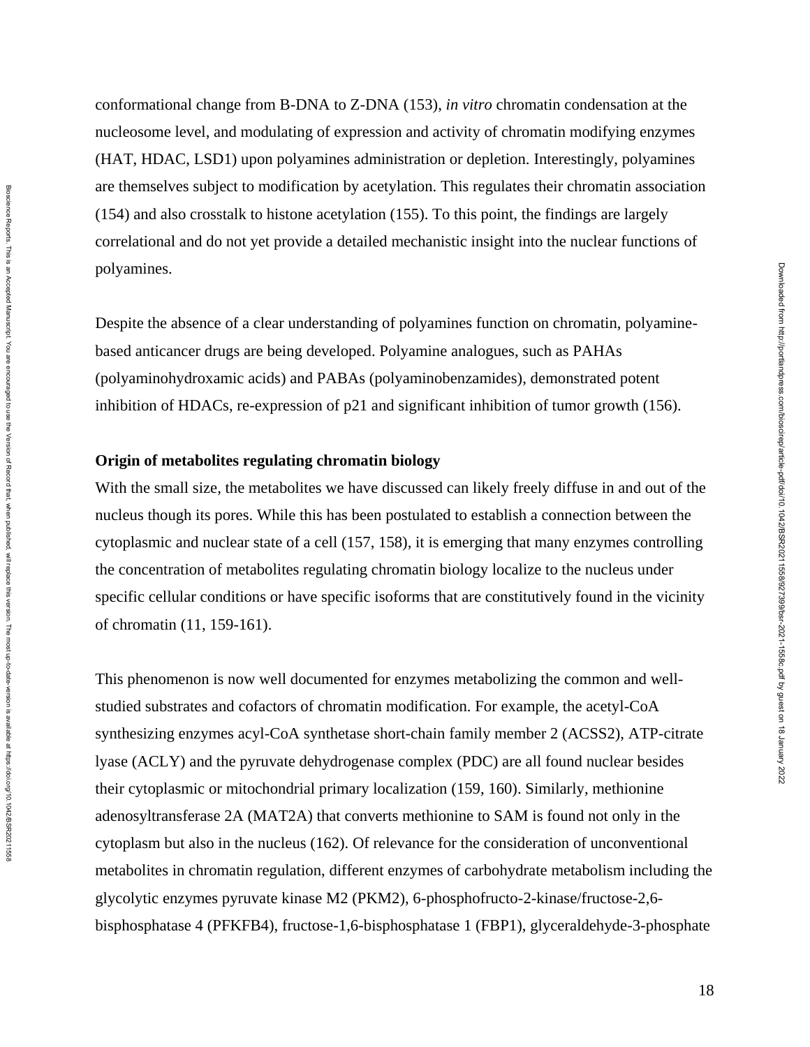conformational change from B-DNA to Z-DNA (153), *in vitro* chromatin condensation at the nucleosome level, and modulating of expression and activity of chromatin modifying enzymes (HAT, HDAC, LSD1) upon polyamines administration or depletion. Interestingly, polyamines are themselves subject to modification by acetylation. This regulates their chromatin association (154) and also crosstalk to histone acetylation (155). To this point, the findings are largely correlational and do not yet provide a detailed mechanistic insight into the nuclear functions of polyamines.

Despite the absence of a clear understanding of polyamines function on chromatin, polyamine-based anticancer drugs are being developed. Polyamine analogues, such as PAHAs (polyaminohydroxamic acids) and PABAs (polyaminobenzamides), demonstrated potent inhibition of HDACs, re-expression of p21 and significant inhibition of tumor growth (156).

**Origin of metabolites regulating chromatin biology**

With the small size, the metabolites we have discussed can likely freely diffuse in and out of the nucleus though its pores. While this has been postulated to establish a connection between the cytoplasmic and nuclear state of a cell (157, 158), it is emerging that many enzymes controlling the concentration of metabolites regulating chromatin biology localize to the nucleus under specific cellular conditions or have specific isoforms that are constitutively found in the vicinity of chromatin (11, 159-161).

This phenomenon is now well documented for enzymes metabolizing the common and well-studied substrates and cofactors of chromatin modification. For example, the acetyl-CoA synthesizing enzymes acyl-CoA synthetase short-chain family member 2 (ACSS2), ATP-citrate lyase (ACLY) and the pyruvate dehydrogenase complex (PDC) are all found nuclear besides their cytoplasmic or mitochondrial primary localization (159, 160). Similarly, methionine adenosyltransferase 2A (MAT2A) that converts methionine to SAM is found not only in the cytoplasm but also in the nucleus (162). Of relevance for the consideration of unconventional metabolites in chromatin regulation, different enzymes of carbohydrate metabolism including the glycolytic enzymes pyruvate kinase M2 (PKM2), 6-phosphofructo-2-kinase/fructose-2,6-bisphosphatase 4 (PFKFB4), fructose-1,6-bisphosphatase 1 (FBP1), glyceraldehyde-3-phosphate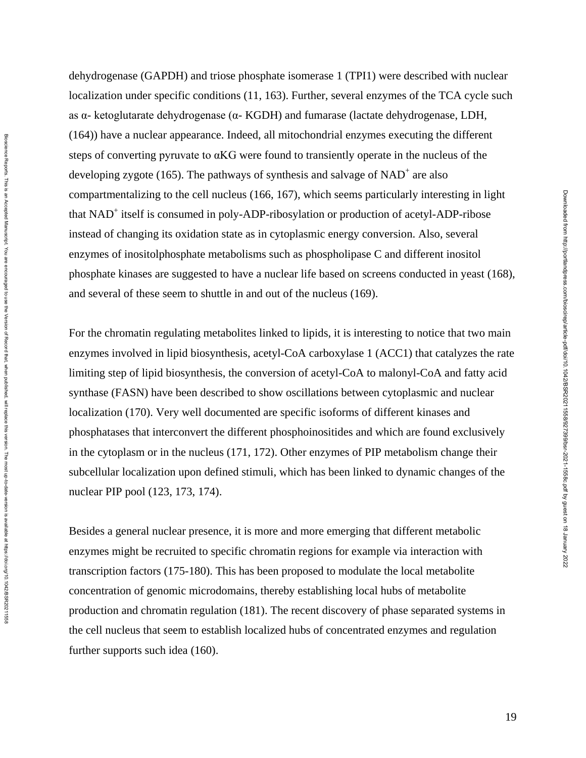dehydrogenase (GAPDH) and triose phosphate isomerase 1 (TPI1) were described with nuclear localization under specific conditions (11, 163). Further, several enzymes of the TCA cycle such as α- ketoglutarate dehydrogenase (α- KGDH) and fumarase (lactate dehydrogenase, LDH, (164)) have a nuclear appearance. Indeed, all mitochondrial enzymes executing the different steps of converting pyruvate to αKG were found to transiently operate in the nucleus of the developing zygote (165). The pathways of synthesis and salvage of $NAD^+$ are also compartmentalizing to the cell nucleus (166, 167), which seems particularly interesting in light that $NAD^+$ itself is consumed in poly-ADP-ribosylation or production of acetyl-ADP-ribose instead of changing its oxidation state as in cytoplasmic energy conversion. Also, several enzymes of inositolphosphate metabolisms such as phospholipase C and different inositol phosphate kinases are suggested to have a nuclear life based on screens conducted in yeast (168), and several of these seem to shuttle in and out of the nucleus (169).

For the chromatin regulating metabolites linked to lipids, it is interesting to notice that two main enzymes involved in lipid biosynthesis, acetyl-CoA carboxylase 1 (ACC1) that catalyzes the rate limiting step of lipid biosynthesis, the conversion of acetyl-CoA to malonyl-CoA and fatty acid synthase (FASN) have been described to show oscillations between cytoplasmic and nuclear localization (170). Very well documented are specific isoforms of different kinases and phosphatases that interconvert the different phosphoinositides and which are found exclusively in the cytoplasm or in the nucleus (171, 172). Other enzymes of PIP metabolism change their subcellular localization upon defined stimuli, which has been linked to dynamic changes of the nuclear PIP pool (123, 173, 174).

Besides a general nuclear presence, it is more and more emerging that different metabolic enzymes might be recruited to specific chromatin regions for example via interaction with transcription factors (175-180). This has been proposed to modulate the local metabolite concentration of genomic microdomains, thereby establishing local hubs of metabolite production and chromatin regulation (181). The recent discovery of phase separated systems in the cell nucleus that seem to establish localized hubs of concentrated enzymes and regulation further supports such idea (160).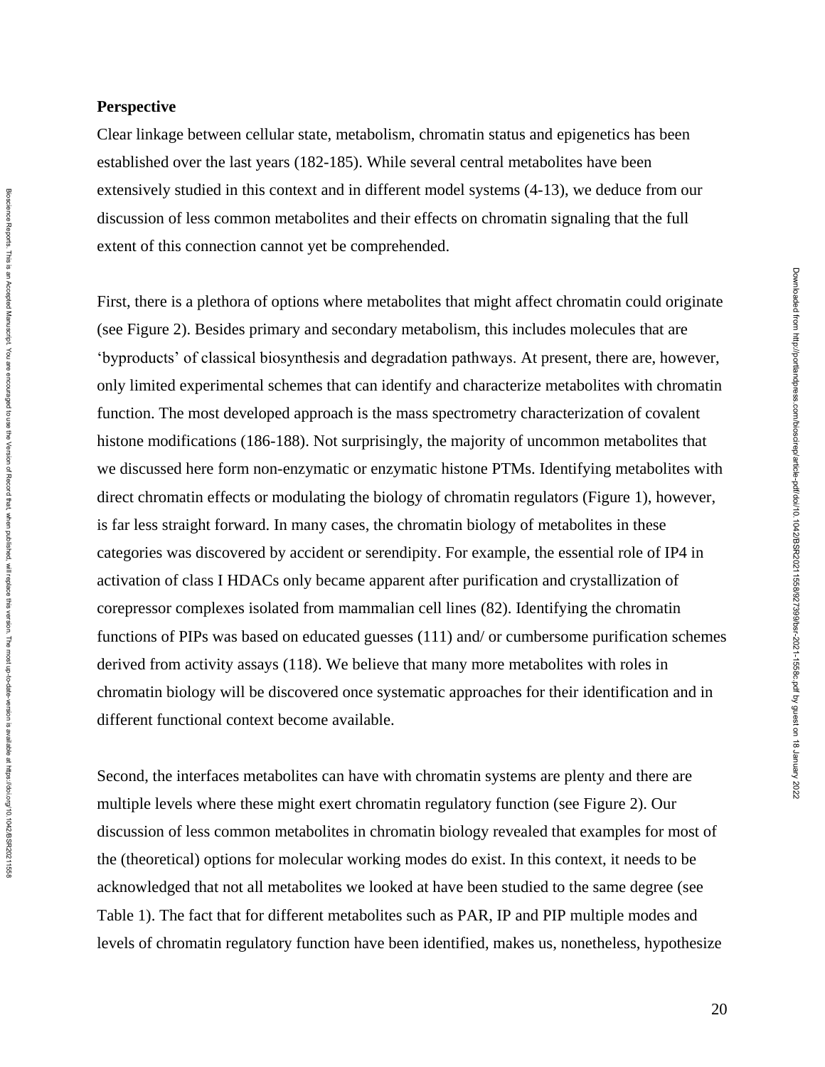## Perspective

Clear linkage between cellular state, metabolism, chromatin status and epigenetics has been established over the last years (182-185). While several central metabolites have been extensively studied in this context and in different model systems (4-13), we deduce from our discussion of less common metabolites and their effects on chromatin signaling that the full extent of this connection cannot yet be comprehended.

First, there is a plethora of options where metabolites that might affect chromatin could originate (see Figure 2). Besides primary and secondary metabolism, this includes molecules that are 'byproducts' of classical biosynthesis and degradation pathways. At present, there are, however, only limited experimental schemes that can identify and characterize metabolites with chromatin function. The most developed approach is the mass spectrometry characterization of covalent histone modifications (186-188). Not surprisingly, the majority of uncommon metabolites that we discussed here form non-enzymatic or enzymatic histone PTMs. Identifying metabolites with direct chromatin effects or modulating the biology of chromatin regulators (Figure 1), however, is far less straight forward. In many cases, the chromatin biology of metabolites in these categories was discovered by accident or serendipity. For example, the essential role of IP4 in activation of class I HDACs only became apparent after purification and crystallization of corepressor complexes isolated from mammalian cell lines (82). Identifying the chromatin functions of PIPs was based on educated guesses (111) and/ or cumbersome purification schemes derived from activity assays (118). We believe that many more metabolites with roles in chromatin biology will be discovered once systematic approaches for their identification and in different functional context become available.

Second, the interfaces metabolites can have with chromatin systems are plenty and there are multiple levels where these might exert chromatin regulatory function (see Figure 2). Our discussion of less common metabolites in chromatin biology revealed that examples for most of the (theoretical) options for molecular working modes do exist. In this context, it needs to be acknowledged that not all metabolites we looked at have been studied to the same degree (see Table 1). The fact that for different metabolites such as PAR, IP and PIP multiple modes and levels of chromatin regulatory function have been identified, makes us, nonetheless, hypothesize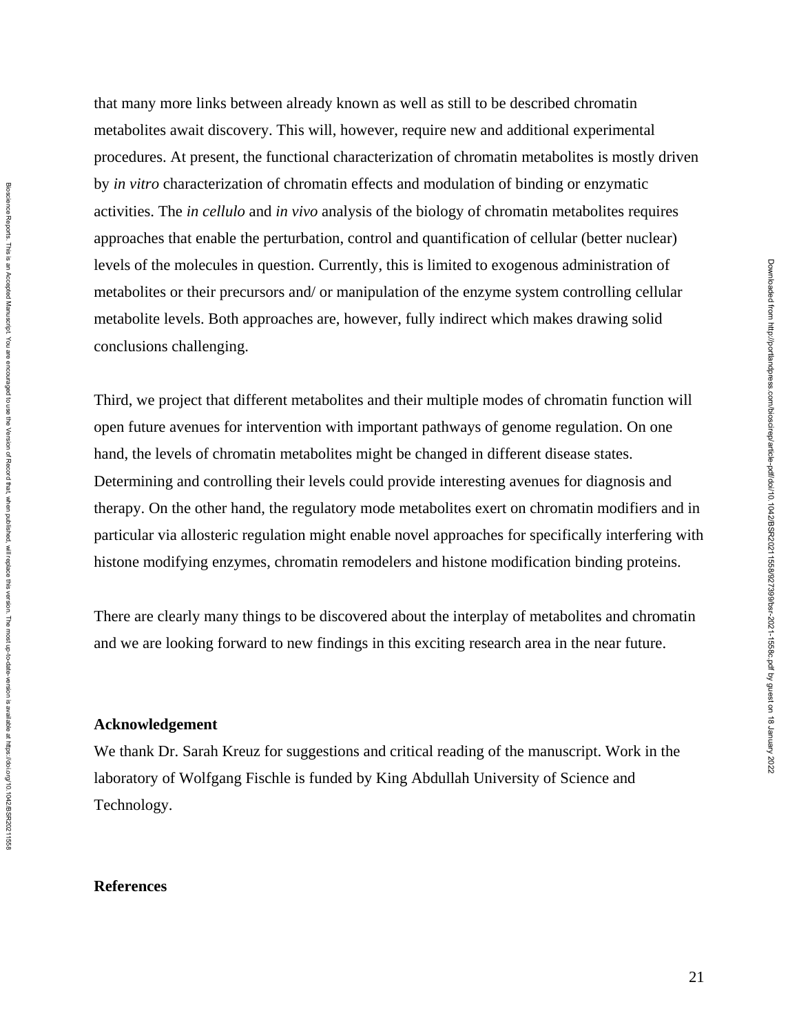that many more links between already known as well as still to be described chromatin metabolites await discovery. This will, however, require new and additional experimental procedures. At present, the functional characterization of chromatin metabolites is mostly driven by *in vitro* characterization of chromatin effects and modulation of binding or enzymatic activities. The *in cellulo* and *in vivo* analysis of the biology of chromatin metabolites requires approaches that enable the perturbation, control and quantification of cellular (better nuclear) levels of the molecules in question. Currently, this is limited to exogenous administration of metabolites or their precursors and/ or manipulation of the enzyme system controlling cellular metabolite levels. Both approaches are, however, fully indirect which makes drawing solid conclusions challenging.

Third, we project that different metabolites and their multiple modes of chromatin function will open future avenues for intervention with important pathways of genome regulation. On one hand, the levels of chromatin metabolites might be changed in different disease states. Determining and controlling their levels could provide interesting avenues for diagnosis and therapy. On the other hand, the regulatory mode metabolites exert on chromatin modifiers and in particular via allosteric regulation might enable novel approaches for specifically interfering with histone modifying enzymes, chromatin remodelers and histone modification binding proteins.

There are clearly many things to be discovered about the interplay of metabolites and chromatin and we are looking forward to new findings in this exciting research area in the near future.

**Acknowledgement**

We thank Dr. Sarah Kreuz for suggestions and critical reading of the manuscript. Work in the laboratory of Wolfgang Fischle is funded by King Abdullah University of Science and Technology.

**References**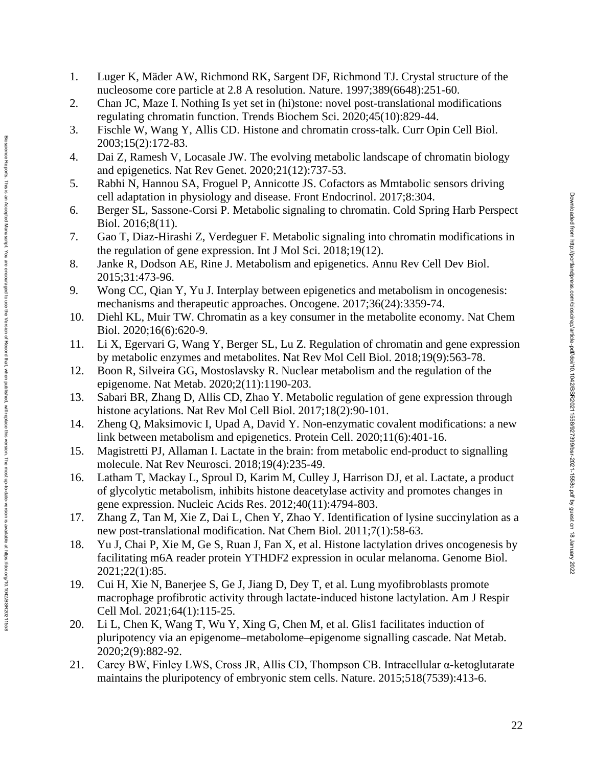1. Luger K, Mäder AW, Richmond RK, Sargent DF, Richmond TJ. Crystal structure of the nucleosome core particle at 2.8 A resolution. Nature. 1997;389(6648):251-60.
2. Chan JC, Maze I. Nothing Is yet set in (hi)stone: novel post-translational modifications regulating chromatin function. Trends Biochem Sci. 2020;45(10):829-44.
3. Fischle W, Wang Y, Allis CD. Histone and chromatin cross-talk. Curr Opin Cell Biol. 2003;15(2):172-83.
4. Dai Z, Ramesh V, Locasale JW. The evolving metabolic landscape of chromatin biology and epigenetics. Nat Rev Genet. 2020;21(12):737-53.
5. Rabhi N, Hannou SA, Froguel P, Annicotte JS. Cofactors as Mmtabolic sensors driving cell adaptation in physiology and disease. Front Endocrinol. 2017;8:304.
6. Berger SL, Sassone-Corsi P. Metabolic signaling to chromatin. Cold Spring Harb Perspect Biol. 2016;8(11).
7. Gao T, Diaz-Hirashi Z, Verdeguer F. Metabolic signaling into chromatin modifications in the regulation of gene expression. Int J Mol Sci. 2018;19(12).
8. Janke R, Dodson AE, Rine J. Metabolism and epigenetics. Annu Rev Cell Dev Biol. 2015;31:473-96.
9. Wong CC, Qian Y, Yu J. Interplay between epigenetics and metabolism in oncogenesis: mechanisms and therapeutic approaches. Oncogene. 2017;36(24):3359-74.
10. Diehl KL, Muir TW. Chromatin as a key consumer in the metabolite economy. Nat Chem Biol. 2020;16(6):620-9.
11. Li X, Egervari G, Wang Y, Berger SL, Lu Z. Regulation of chromatin and gene expression by metabolic enzymes and metabolites. Nat Rev Mol Cell Biol. 2018;19(9):563-78.
12. Boon R, Silveira GG, Mostoslavsky R. Nuclear metabolism and the regulation of the epigenome. Nat Metab. 2020;2(11):1190-203.
13. Sabari BR, Zhang D, Allis CD, Zhao Y. Metabolic regulation of gene expression through histone acylations. Nat Rev Mol Cell Biol. 2017;18(2):90-101.
14. Zheng Q, Maksimovic I, Upad A, David Y. Non-enzymatic covalent modifications: a new link between metabolism and epigenetics. Protein Cell. 2020;11(6):401-16.
15. Magistretti PJ, Allaman I. Lactate in the brain: from metabolic end-product to signalling molecule. Nat Rev Neurosci. 2018;19(4):235-49.
16. Latham T, Mackay L, Sproul D, Karim M, Culley J, Harrison DJ, et al. Lactate, a product of glycolytic metabolism, inhibits histone deacetylase activity and promotes changes in gene expression. Nucleic Acids Res. 2012;40(11):4794-803.
17. Zhang Z, Tan M, Xie Z, Dai L, Chen Y, Zhao Y. Identification of lysine succinylation as a new post-translational modification. Nat Chem Biol. 2011;7(1):58-63.
18. Yu J, Chai P, Xie M, Ge S, Ruan J, Fan X, et al. Histone lactylation drives oncogenesis by facilitating m6A reader protein YTHDF2 expression in ocular melanoma. Genome Biol. 2021;22(1):85.
19. Cui H, Xie N, Banerjee S, Ge J, Jiang D, Dey T, et al. Lung myofibroblasts promote macrophage profibrotic activity through lactate-induced histone lactylation. Am J Respir Cell Mol. 2021;64(1):115-25.
20. Li L, Chen K, Wang T, Wu Y, Xing G, Chen M, et al. Glis1 facilitates induction of pluripotency via an epigenome–metabolome–epigenome signalling cascade. Nat Metab. 2020;2(9):882-92.
21. Carey BW, Finley LWS, Cross JR, Allis CD, Thompson CB. Intracellular α-ketoglutarate maintains the pluripotency of embryonic stem cells. Nature. 2015;518(7539):413-6.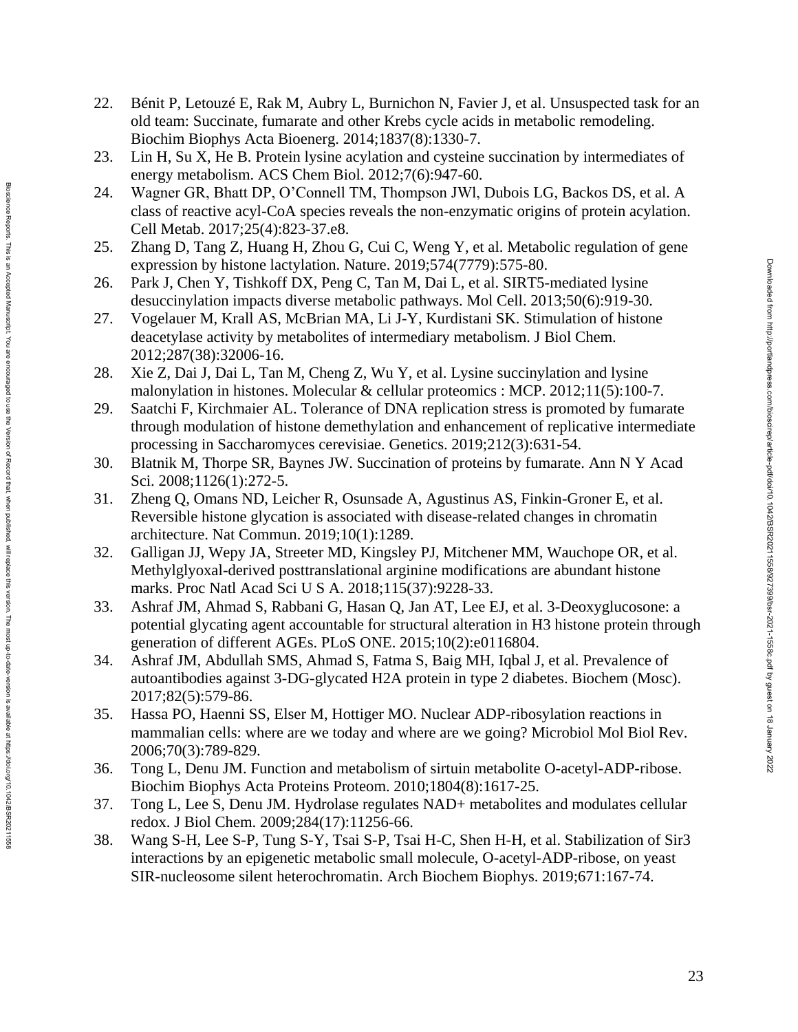22. Bénit P, Letouzé E, Rak M, Aubry L, Burnichon N, Favier J, et al. Unsuspected task for an old team: Succinate, fumarate and other Krebs cycle acids in metabolic remodeling. Biochim Biophys Acta Bioenerg. 2014;1837(8):1330-7.
23. Lin H, Su X, He B. Protein lysine acylation and cysteine succination by intermediates of energy metabolism. ACS Chem Biol. 2012;7(6):947-60.
24. Wagner GR, Bhatt DP, O'Connell TM, Thompson JWl, Dubois LG, Backos DS, et al. A class of reactive acyl-CoA species reveals the non-enzymatic origins of protein acylation. Cell Metab. 2017;25(4):823-37.e8.
25. Zhang D, Tang Z, Huang H, Zhou G, Cui C, Weng Y, et al. Metabolic regulation of gene expression by histone lactylation. Nature. 2019;574(7779):575-80.
26. Park J, Chen Y, Tishkoff DX, Peng C, Tan M, Dai L, et al. SIRT5-mediated lysine desuccinylation impacts diverse metabolic pathways. Mol Cell. 2013;50(6):919-30.
27. Vogelauer M, Krall AS, McBrian MA, Li J-Y, Kurdistani SK. Stimulation of histone deacetylase activity by metabolites of intermediary metabolism. J Biol Chem. 2012;287(38):32006-16.
28. Xie Z, Dai J, Dai L, Tan M, Cheng Z, Wu Y, et al. Lysine succinylation and lysine malonylation in histones. Molecular & cellular proteomics : MCP. 2012;11(5):100-7.
29. Saatchi F, Kirchmaier AL. Tolerance of DNA replication stress is promoted by fumarate through modulation of histone demethylation and enhancement of replicative intermediate processing in Saccharomyces cerevisiae. Genetics. 2019;212(3):631-54.
30. Blatnik M, Thorpe SR, Baynes JW. Succination of proteins by fumarate. Ann N Y Acad Sci. 2008;1126(1):272-5.
31. Zheng Q, Omans ND, Leicher R, Osunsade A, Agustinus AS, Finkin-Groner E, et al. Reversible histone glycation is associated with disease-related changes in chromatin architecture. Nat Commun. 2019;10(1):1289.
32. Galligan JJ, Wepy JA, Streeter MD, Kingsley PJ, Mitchener MM, Wauchope OR, et al. Methylglyoxal-derived posttranslational arginine modifications are abundant histone marks. Proc Natl Acad Sci U S A. 2018;115(37):9228-33.
33. Ashraf JM, Ahmad S, Rabbani G, Hasan Q, Jan AT, Lee EJ, et al. 3-Deoxyglucosone: a potential glycating agent accountable for structural alteration in H3 histone protein through generation of different AGEs. PLoS ONE. 2015;10(2):e0116804.
34. Ashraf JM, Abdullah SMS, Ahmad S, Fatma S, Baig MH, Iqbal J, et al. Prevalence of autoantibodies against 3-DG-glycated H2A protein in type 2 diabetes. Biochem (Mosc). 2017;82(5):579-86.
35. Hassa PO, Haenni SS, Elser M, Hottiger MO. Nuclear ADP-ribosylation reactions in mammalian cells: where are we today and where are we going? Microbiol Mol Biol Rev. 2006;70(3):789-829.
36. Tong L, Denu JM. Function and metabolism of sirtuin metabolite O-acetyl-ADP-ribose. Biochim Biophys Acta Proteins Proteom. 2010;1804(8):1617-25.
37. Tong L, Lee S, Denu JM. Hydrolase regulates NAD+ metabolites and modulates cellular redox. J Biol Chem. 2009;284(17):11256-66.
38. Wang S-H, Lee S-P, Tung S-Y, Tsai S-P, Tsai H-C, Shen H-H, et al. Stabilization of Sir3 interactions by an epigenetic metabolic small molecule, O-acetyl-ADP-ribose, on yeast SIR-nucleosome silent heterochromatin. Arch Biochem Biophys. 2019;671:167-74.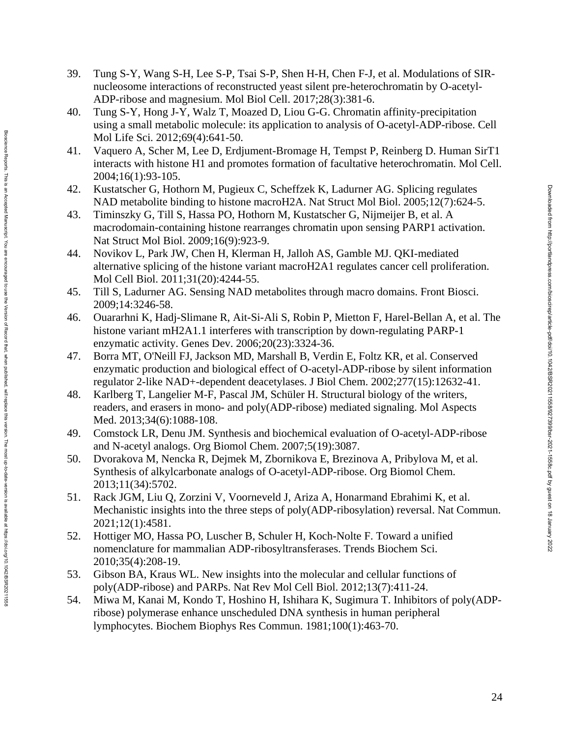39. Tung S-Y, Wang S-H, Lee S-P, Tsai S-P, Shen H-H, Chen F-J, et al. Modulations of SIR-nucleosome interactions of reconstructed yeast silent pre-heterochromatin by O-acetyl-ADP-ribose and magnesium. Mol Biol Cell. 2017;28(3):381-6.
40. Tung S-Y, Hong J-Y, Walz T, Moazed D, Liou G-G. Chromatin affinity-precipitation using a small metabolic molecule: its application to analysis of O-acetyl-ADP-ribose. Cell Mol Life Sci. 2012;69(4):641-50.
41. Vaquero A, Scher M, Lee D, Erdjument-Bromage H, Tempst P, Reinberg D. Human SirT1 interacts with histone H1 and promotes formation of facultative heterochromatin. Mol Cell. 2004;16(1):93-105.
42. Kustatscher G, Hothorn M, Pugieux C, Scheffzek K, Ladurner AG. Splicing regulates NAD metabolite binding to histone macroH2A. Nat Struct Mol Biol. 2005;12(7):624-5.
43. Timinszky G, Till S, Hassa PO, Hothorn M, Kustatscher G, Nijmeijer B, et al. A macrodomain-containing histone rearranges chromatin upon sensing PARP1 activation. Nat Struct Mol Biol. 2009;16(9):923-9.
44. Novikov L, Park JW, Chen H, Klerman H, Jalloh AS, Gamble MJ. QKI-mediated alternative splicing of the histone variant macroH2A1 regulates cancer cell proliferation. Mol Cell Biol. 2011;31(20):4244-55.
45. Till S, Ladurner AG. Sensing NAD metabolites through macro domains. Front Biosci. 2009;14:3246-58.
46. Ouararhni K, Hadj-Slimane R, Ait-Si-Ali S, Robin P, Mietton F, Harel-Bellan A, et al. The histone variant mH2A1.1 interferes with transcription by down-regulating PARP-1 enzymatic activity. Genes Dev. 2006;20(23):3324-36.
47. Borra MT, O'Neill FJ, Jackson MD, Marshall B, Verdin E, Foltz KR, et al. Conserved enzymatic production and biological effect of O-acetyl-ADP-ribose by silent information regulator 2-like NAD+-dependent deacetylases. J Biol Chem. 2002;277(15):12632-41.
48. Karlberg T, Langelier M-F, Pascal JM, Schüler H. Structural biology of the writers, readers, and erasers in mono- and poly(ADP-ribose) mediated signaling. Mol Aspects Med. 2013;34(6):1088-108.
49. Comstock LR, Denu JM. Synthesis and biochemical evaluation of O-acetyl-ADP-ribose and N-acetyl analogs. Org Biomol Chem. 2007;5(19):3087.
50. Dvorakova M, Nencka R, Dejmek M, Zbornikova E, Brezinova A, Pribylova M, et al. Synthesis of alkylcarbonate analogs of O-acetyl-ADP-ribose. Org Biomol Chem. 2013;11(34):5702.
51. Rack JGM, Liu Q, Zorzini V, Voorneveld J, Ariza A, Honarmand Ebrahimi K, et al. Mechanistic insights into the three steps of poly(ADP-ribosylation) reversal. Nat Commun. 2021;12(1):4581.
52. Hottiger MO, Hassa PO, Luscher B, Schuler H, Koch-Nolte F. Toward a unified nomenclature for mammalian ADP-ribosyltransferases. Trends Biochem Sci. 2010;35(4):208-19.
53. Gibson BA, Kraus WL. New insights into the molecular and cellular functions of poly(ADP-ribose) and PARPs. Nat Rev Mol Cell Biol. 2012;13(7):411-24.
54. Miwa M, Kanai M, Kondo T, Hoshino H, Ishihara K, Sugimura T. Inhibitors of poly(ADP-ribose) polymerase enhance unscheduled DNA synthesis in human peripheral lymphocytes. Biochem Biophys Res Commun. 1981;100(1):463-70.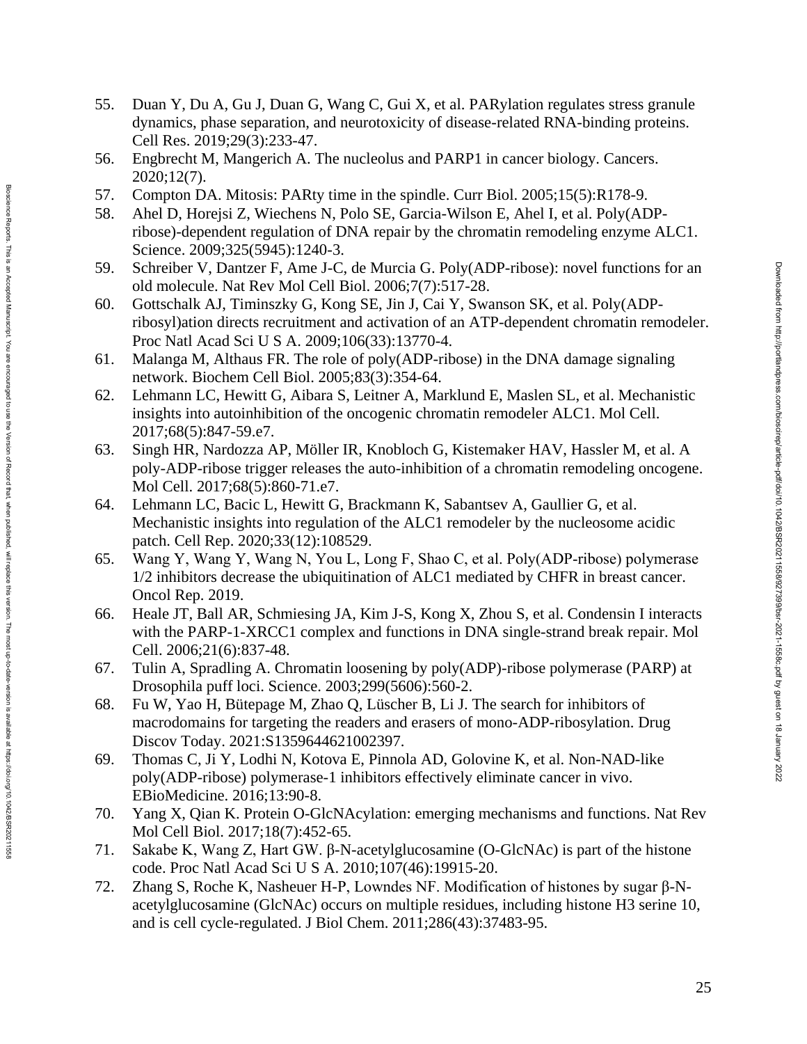55. Duan Y, Du A, Gu J, Duan G, Wang C, Gui X, et al. PARylation regulates stress granule dynamics, phase separation, and neurotoxicity of disease-related RNA-binding proteins. Cell Res. 2019;29(3):233-47.
56. Engbrecht M, Mangerich A. The nucleolus and PARP1 in cancer biology. Cancers. 2020;12(7).
57. Compton DA. Mitosis: PARty time in the spindle. Curr Biol. 2005;15(5):R178-9.
58. Ahel D, Horejsi Z, Wiechens N, Polo SE, Garcia-Wilson E, Ahel I, et al. Poly(ADP-ribose)-dependent regulation of DNA repair by the chromatin remodeling enzyme ALC1. Science. 2009;325(5945):1240-3.
59. Schreiber V, Dantzer F, Ame J-C, de Murcia G. Poly(ADP-ribose): novel functions for an old molecule. Nat Rev Mol Cell Biol. 2006;7(7):517-28.
60. Gottschalk AJ, Timinszky G, Kong SE, Jin J, Cai Y, Swanson SK, et al. Poly(ADP-ribosyl)ation directs recruitment and activation of an ATP-dependent chromatin remodeler. Proc Natl Acad Sci U S A. 2009;106(33):13770-4.
61. Malanga M, Althaus FR. The role of poly(ADP-ribose) in the DNA damage signaling network. Biochem Cell Biol. 2005;83(3):354-64.
62. Lehmann LC, Hewitt G, Aibara S, Leitner A, Marklund E, Maslen SL, et al. Mechanistic insights into autoinhibition of the oncogenic chromatin remodeler ALC1. Mol Cell. 2017;68(5):847-59.e7.
63. Singh HR, Nardozza AP, Möller IR, Knobloch G, Kistemaker HAV, Hassler M, et al. A poly-ADP-ribose trigger releases the auto-inhibition of a chromatin remodeling oncogene. Mol Cell. 2017;68(5):860-71.e7.
64. Lehmann LC, Bacic L, Hewitt G, Brackmann K, Sabantsev A, Gaullier G, et al. Mechanistic insights into regulation of the ALC1 remodeler by the nucleosome acidic patch. Cell Rep. 2020;33(12):108529.
65. Wang Y, Wang Y, Wang N, You L, Long F, Shao C, et al. Poly(ADP-ribose) polymerase 1/2 inhibitors decrease the ubiquitination of ALC1 mediated by CHFR in breast cancer. Oncol Rep. 2019.
66. Heale JT, Ball AR, Schmiesing JA, Kim J-S, Kong X, Zhou S, et al. Condensin I interacts with the PARP-1-XRCC1 complex and functions in DNA single-strand break repair. Mol Cell. 2006;21(6):837-48.
67. Tulin A, Spradling A. Chromatin loosening by poly(ADP)-ribose polymerase (PARP) at Drosophila puff loci. Science. 2003;299(5606):560-2.
68. Fu W, Yao H, Bütepage M, Zhao Q, Lüscher B, Li J. The search for inhibitors of macrodomains for targeting the readers and erasers of mono-ADP-ribosylation. Drug Discov Today. 2021:S1359644621002397.
69. Thomas C, Ji Y, Lodhi N, Kotova E, Pinnola AD, Golovine K, et al. Non-NAD-like poly(ADP-ribose) polymerase-1 inhibitors effectively eliminate cancer in vivo. EBioMedicine. 2016;13:90-8.
70. Yang X, Qian K. Protein O-GlcNAcylation: emerging mechanisms and functions. Nat Rev Mol Cell Biol. 2017;18(7):452-65.
71. Sakabe K, Wang Z, Hart GW. β-N-acetylglucosamine (O-GlcNAc) is part of the histone code. Proc Natl Acad Sci U S A. 2010;107(46):19915-20.
72. Zhang S, Roche K, Nasheuer H-P, Lowndes NF. Modification of histones by sugar β-N-acetylglucosamine (GlcNAc) occurs on multiple residues, including histone H3 serine 10, and is cell cycle-regulated. J Biol Chem. 2011;286(43):37483-95.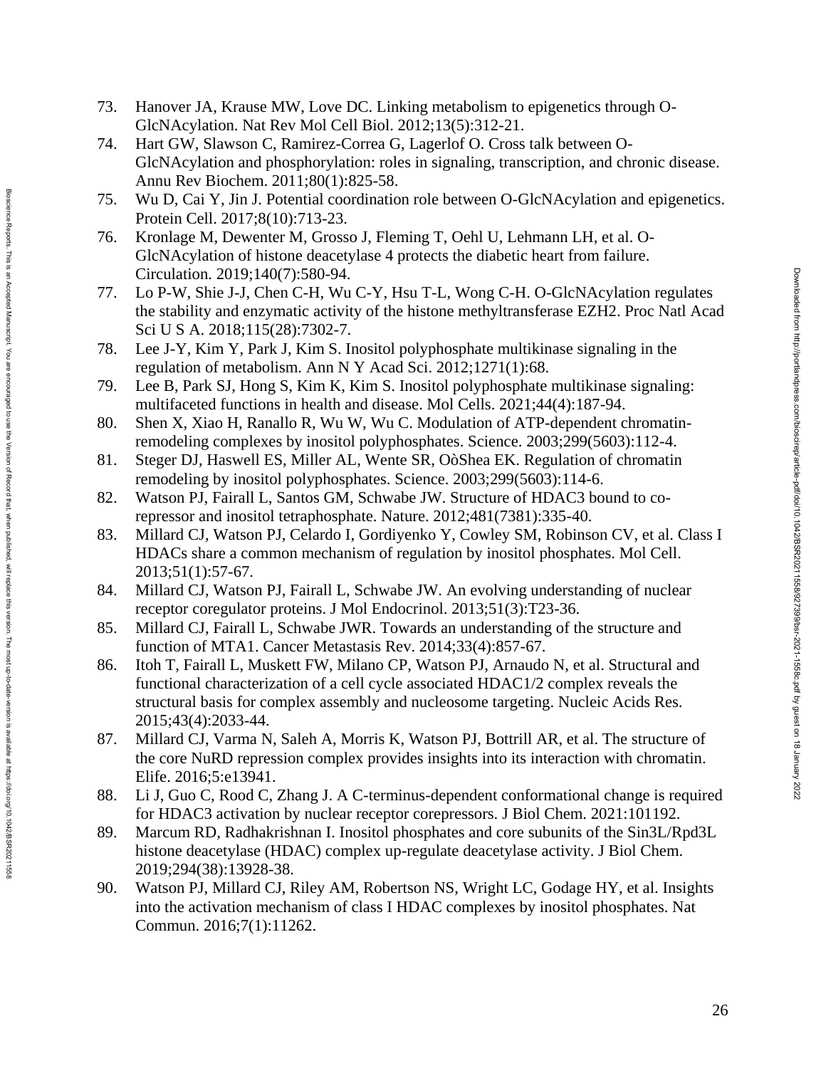73. Hanover JA, Krause MW, Love DC. Linking metabolism to epigenetics through O-GlcNAcylation. Nat Rev Mol Cell Biol. 2012;13(5):312-21.
74. Hart GW, Slawson C, Ramirez-Correa G, Lagerlof O. Cross talk between O-GlcNAcylation and phosphorylation: roles in signaling, transcription, and chronic disease. Annu Rev Biochem. 2011;80(1):825-58.
75. Wu D, Cai Y, Jin J. Potential coordination role between O-GlcNAcylation and epigenetics. Protein Cell. 2017;8(10):713-23.
76. Kronlage M, Dewenter M, Grosso J, Fleming T, Oehl U, Lehmann LH, et al. O-GlcNAcylation of histone deacetylase 4 protects the diabetic heart from failure. Circulation. 2019;140(7):580-94.
77. Lo P-W, Shie J-J, Chen C-H, Wu C-Y, Hsu T-L, Wong C-H. O-GlcNAcylation regulates the stability and enzymatic activity of the histone methyltransferase EZH2. Proc Natl Acad Sci U S A. 2018;115(28):7302-7.
78. Lee J-Y, Kim Y, Park J, Kim S. Inositol polyphosphate multikinase signaling in the regulation of metabolism. Ann N Y Acad Sci. 2012;1271(1):68.
79. Lee B, Park SJ, Hong S, Kim K, Kim S. Inositol polyphosphate multikinase signaling: multifaceted functions in health and disease. Mol Cells. 2021;44(4):187-94.
80. Shen X, Xiao H, Ranallo R, Wu W, Wu C. Modulation of ATP-dependent chromatin-remodeling complexes by inositol polyphosphates. Science. 2003;299(5603):112-4.
81. Steger DJ, Haswell ES, Miller AL, Wente SR, OòShea EK. Regulation of chromatin remodeling by inositol polyphosphates. Science. 2003;299(5603):114-6.
82. Watson PJ, Fairall L, Santos GM, Schwabe JW. Structure of HDAC3 bound to co-repressor and inositol tetraphosphate. Nature. 2012;481(7381):335-40.
83. Millard CJ, Watson PJ, Celardo I, Gordiyenko Y, Cowley SM, Robinson CV, et al. Class I HDACs share a common mechanism of regulation by inositol phosphates. Mol Cell. 2013;51(1):57-67.
84. Millard CJ, Watson PJ, Fairall L, Schwabe JW. An evolving understanding of nuclear receptor coregulator proteins. J Mol Endocrinol. 2013;51(3):T23-36.
85. Millard CJ, Fairall L, Schwabe JWR. Towards an understanding of the structure and function of MTA1. Cancer Metastasis Rev. 2014;33(4):857-67.
86. Itoh T, Fairall L, Muskett FW, Milano CP, Watson PJ, Arnaudo N, et al. Structural and functional characterization of a cell cycle associated HDAC1/2 complex reveals the structural basis for complex assembly and nucleosome targeting. Nucleic Acids Res. 2015;43(4):2033-44.
87. Millard CJ, Varma N, Saleh A, Morris K, Watson PJ, Bottrill AR, et al. The structure of the core NuRD repression complex provides insights into its interaction with chromatin. Elife. 2016;5:e13941.
88. Li J, Guo C, Rood C, Zhang J. A C-terminus-dependent conformational change is required for HDAC3 activation by nuclear receptor corepressors. J Biol Chem. 2021:101192.
89. Marcum RD, Radhakrishnan I. Inositol phosphates and core subunits of the Sin3L/Rpd3L histone deacetylase (HDAC) complex up-regulate deacetylase activity. J Biol Chem. 2019;294(38):13928-38.
90. Watson PJ, Millard CJ, Riley AM, Robertson NS, Wright LC, Godage HY, et al. Insights into the activation mechanism of class I HDAC complexes by inositol phosphates. Nat Commun. 2016;7(1):11262.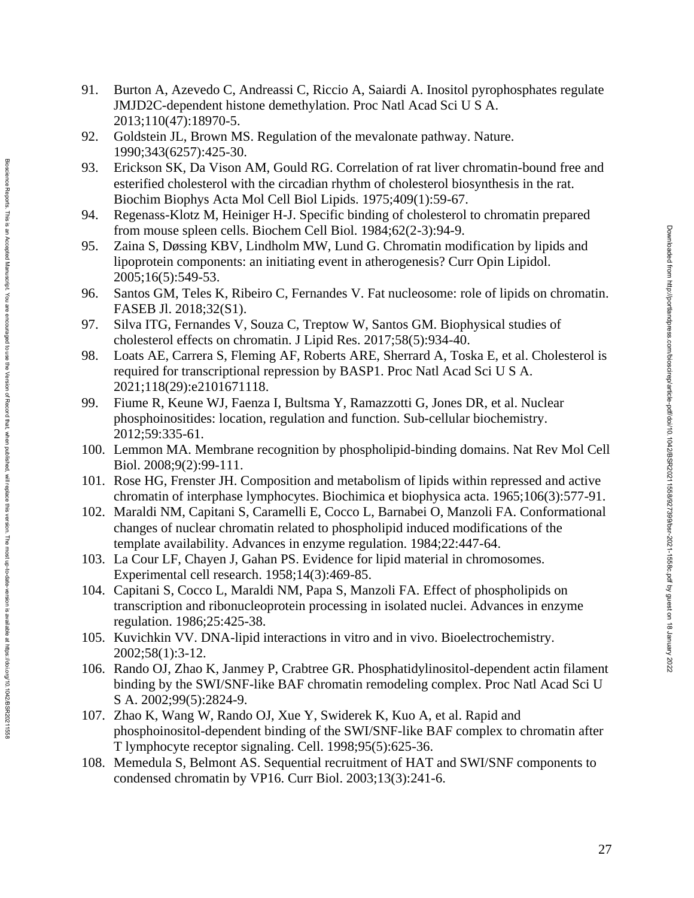91. Burton A, Azevedo C, Andreassi C, Riccio A, Saiardi A. Inositol pyrophosphates regulate JMJD2C-dependent histone demethylation. Proc Natl Acad Sci U S A. 2013;110(47):18970-5.
92. Goldstein JL, Brown MS. Regulation of the mevalonate pathway. Nature. 1990;343(6257):425-30.
93. Erickson SK, Da Vison AM, Gould RG. Correlation of rat liver chromatin-bound free and esterified cholesterol with the circadian rhythm of cholesterol biosynthesis in the rat. Biochim Biophys Acta Mol Cell Biol Lipids. 1975;409(1):59-67.
94. Regenass-Klotz M, Heiniger H-J. Specific binding of cholesterol to chromatin prepared from mouse spleen cells. Biochem Cell Biol. 1984;62(2-3):94-9.
95. Zaina S, Døssing KBV, Lindholm MW, Lund G. Chromatin modification by lipids and lipoprotein components: an initiating event in atherogenesis? Curr Opin Lipidol. 2005;16(5):549-53.
96. Santos GM, Teles K, Ribeiro C, Fernandes V. Fat nucleosome: role of lipids on chromatin. FASEB Jl. 2018;32(S1).
97. Silva ITG, Fernandes V, Souza C, Treptow W, Santos GM. Biophysical studies of cholesterol effects on chromatin. J Lipid Res. 2017;58(5):934-40.
98. Loats AE, Carrera S, Fleming AF, Roberts ARE, Sherrard A, Toska E, et al. Cholesterol is required for transcriptional repression by BASP1. Proc Natl Acad Sci U S A. 2021;118(29):e2101671118.
99. Fiume R, Keune WJ, Faenza I, Bultsma Y, Ramazzotti G, Jones DR, et al. Nuclear phosphoinositides: location, regulation and function. Sub-cellular biochemistry. 2012;59:335-61.
100. Lemmon MA. Membrane recognition by phospholipid-binding domains. Nat Rev Mol Cell Biol. 2008;9(2):99-111.
101. Rose HG, Frenster JH. Composition and metabolism of lipids within repressed and active chromatin of interphase lymphocytes. Biochimica et biophysica acta. 1965;106(3):577-91.
102. Maraldi NM, Capitani S, Caramelli E, Cocco L, Barnabei O, Manzoli FA. Conformational changes of nuclear chromatin related to phospholipid induced modifications of the template availability. Advances in enzyme regulation. 1984;22:447-64.
103. La Cour LF, Chayen J, Gahan PS. Evidence for lipid material in chromosomes. Experimental cell research. 1958;14(3):469-85.
104. Capitani S, Cocco L, Maraldi NM, Papa S, Manzoli FA. Effect of phospholipids on transcription and ribonucleoprotein processing in isolated nuclei. Advances in enzyme regulation. 1986;25:425-38.
105. Kuvichkin VV. DNA-lipid interactions in vitro and in vivo. Bioelectrochemistry. 2002;58(1):3-12.
106. Rando OJ, Zhao K, Janmey P, Crabtree GR. Phosphatidylinositol-dependent actin filament binding by the SWI/SNF-like BAF chromatin remodeling complex. Proc Natl Acad Sci U S A. 2002;99(5):2824-9.
107. Zhao K, Wang W, Rando OJ, Xue Y, Swiderek K, Kuo A, et al. Rapid and phosphoinositol-dependent binding of the SWI/SNF-like BAF complex to chromatin after T lymphocyte receptor signaling. Cell. 1998;95(5):625-36.
108. Memedula S, Belmont AS. Sequential recruitment of HAT and SWI/SNF components to condensed chromatin by VP16. Curr Biol. 2003;13(3):241-6.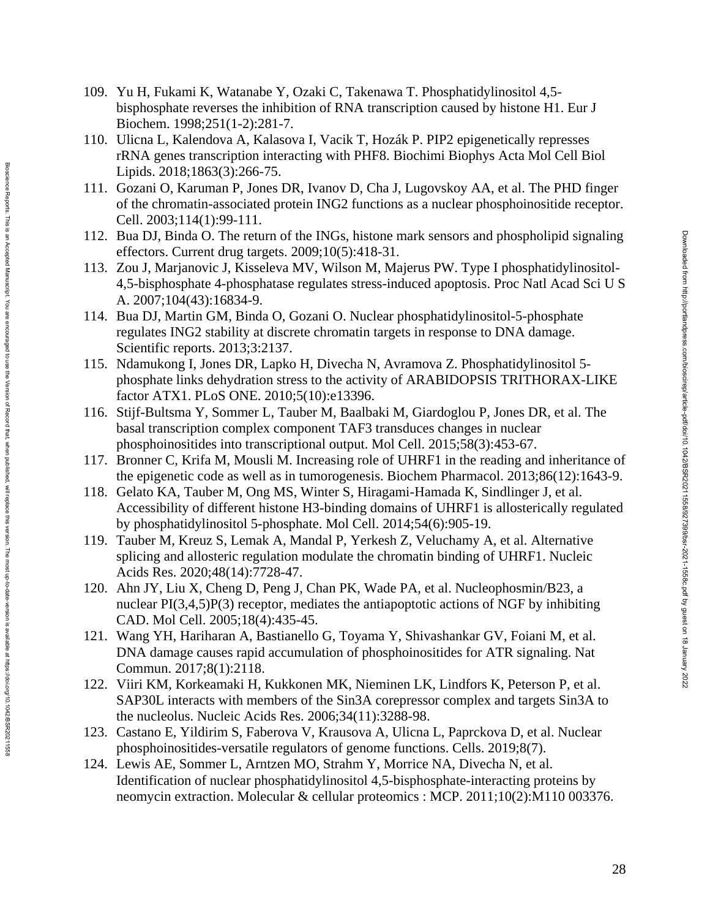109. Yu H, Fukami K, Watanabe Y, Ozaki C, Takenawa T. Phosphatidylinositol 4,5-bisphosphate reverses the inhibition of RNA transcription caused by histone H1. Eur J Biochem. 1998;251(1-2):281-7.
110. Ulicna L, Kalendova A, Kalasova I, Vacik T, Hozák P. PIP2 epigenetically represses rRNA genes transcription interacting with PHF8. Biochimi Biophys Acta Mol Cell Biol Lipids. 2018;1863(3):266-75.
111. Gozani O, Karuman P, Jones DR, Ivanov D, Cha J, Lugovskoy AA, et al. The PHD finger of the chromatin-associated protein ING2 functions as a nuclear phosphoinositide receptor. Cell. 2003;114(1):99-111.
112. Bua DJ, Binda O. The return of the INGs, histone mark sensors and phospholipid signaling effectors. Current drug targets. 2009;10(5):418-31.
113. Zou J, Marjanovic J, Kisseleva MV, Wilson M, Majerus PW. Type I phosphatidylinositol-4,5-bisphosphate 4-phosphatase regulates stress-induced apoptosis. Proc Natl Acad Sci U S A. 2007;104(43):16834-9.
114. Bua DJ, Martin GM, Binda O, Gozani O. Nuclear phosphatidylinositol-5-phosphate regulates ING2 stability at discrete chromatin targets in response to DNA damage. Scientific reports. 2013;3:2137.
115. Ndamukong I, Jones DR, Lapko H, Divecha N, Avramova Z. Phosphatidylinositol 5-phosphate links dehydration stress to the activity of ARABIDOPSIS TRITHORAX-LIKE factor ATX1. PLoS ONE. 2010;5(10):e13396.
116. Stijf-Bultsma Y, Sommer L, Tauber M, Baalbaki M, Giardoglou P, Jones DR, et al. The basal transcription complex component TAF3 transduces changes in nuclear phosphoinositides into transcriptional output. Mol Cell. 2015;58(3):453-67.
117. Bronner C, Krifa M, Mousli M. Increasing role of UHRF1 in the reading and inheritance of the epigenetic code as well as in tumorogenesis. Biochem Pharmacol. 2013;86(12):1643-9.
118. Gelato KA, Tauber M, Ong MS, Winter S, Hiragami-Hamada K, Sindlinger J, et al. Accessibility of different histone H3-binding domains of UHRF1 is allosterically regulated by phosphatidylinositol 5-phosphate. Mol Cell. 2014;54(6):905-19.
119. Tauber M, Kreuz S, Lemak A, Mandal P, Yerkesh Z, Veluchamy A, et al. Alternative splicing and allosteric regulation modulate the chromatin binding of UHRF1. Nucleic Acids Res. 2020;48(14):7728-47.
120. Ahn JY, Liu X, Cheng D, Peng J, Chan PK, Wade PA, et al. Nucleophosmin/B23, a nuclear PI(3,4,5)P(3) receptor, mediates the antiapoptotic actions of NGF by inhibiting CAD. Mol Cell. 2005;18(4):435-45.
121. Wang YH, Hariharan A, Bastianello G, Toyama Y, Shivashankar GV, Foiani M, et al. DNA damage causes rapid accumulation of phosphoinositides for ATR signaling. Nat Commun. 2017;8(1):2118.
122. Viiri KM, Korkeamaki H, Kukkonen MK, Nieminen LK, Lindfors K, Peterson P, et al. SAP30L interacts with members of the Sin3A corepressor complex and targets Sin3A to the nucleolus. Nucleic Acids Res. 2006;34(11):3288-98.
123. Castano E, Yildirim S, Faberova V, Krausova A, Ulicna L, Paprckova D, et al. Nuclear phosphoinositides-versatile regulators of genome functions. Cells. 2019;8(7).
124. Lewis AE, Sommer L, Arntzen MO, Strahm Y, Morrice NA, Divecha N, et al. Identification of nuclear phosphatidylinositol 4,5-bisphosphate-interacting proteins by neomycin extraction. Molecular & cellular proteomics : MCP. 2011;10(2):M110 003376.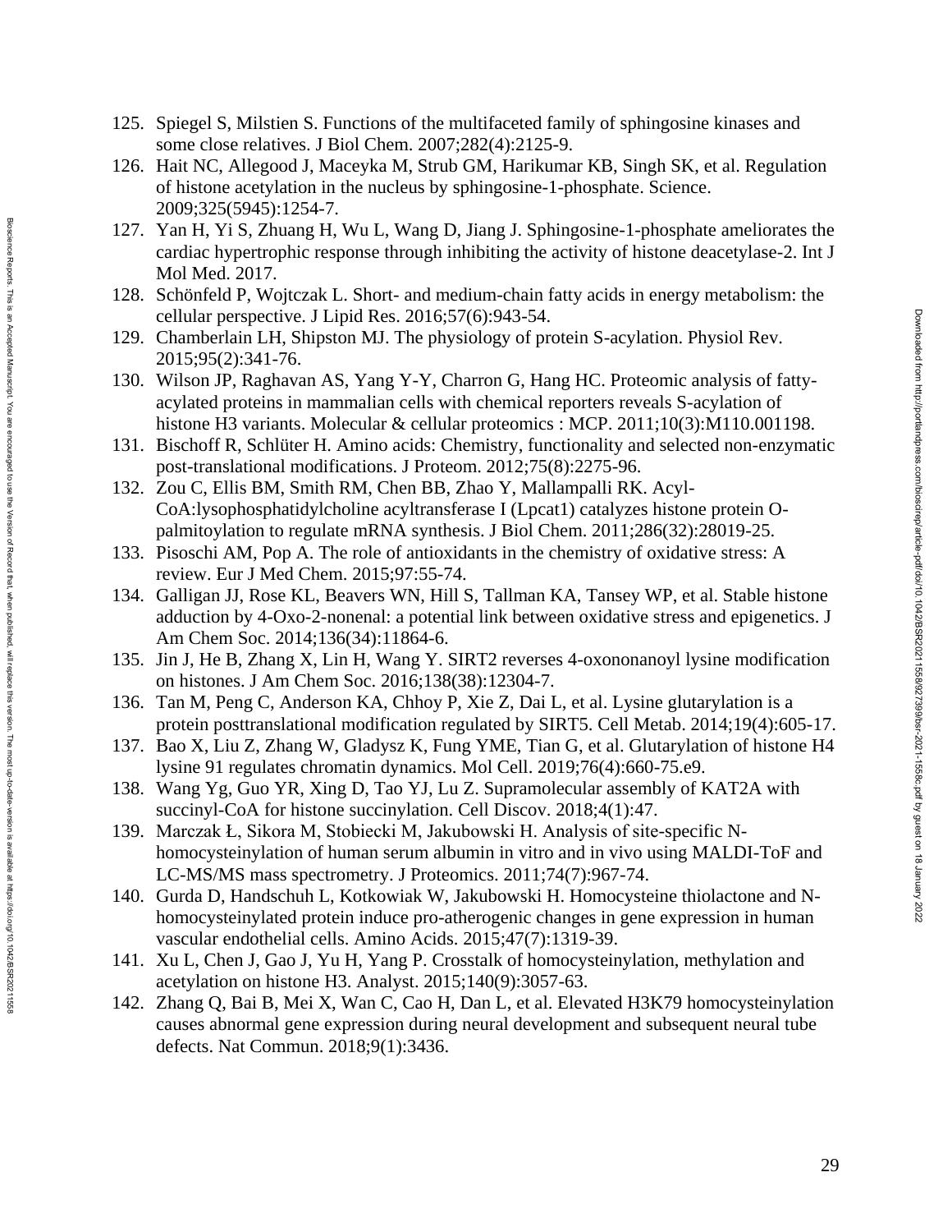125. Spiegel S, Milstien S. Functions of the multifaceted family of sphingosine kinases and some close relatives. J Biol Chem. 2007;282(4):2125-9.
126. Hait NC, Allegood J, Maceyka M, Strub GM, Harikumar KB, Singh SK, et al. Regulation of histone acetylation in the nucleus by sphingosine-1-phosphate. Science. 2009;325(5945):1254-7.
127. Yan H, Yi S, Zhuang H, Wu L, Wang D, Jiang J. Sphingosine-1-phosphate ameliorates the cardiac hypertrophic response through inhibiting the activity of histone deacetylase-2. Int J Mol Med. 2017.
128. Schönfeld P, Wojtczak L. Short- and medium-chain fatty acids in energy metabolism: the cellular perspective. J Lipid Res. 2016;57(6):943-54.
129. Chamberlain LH, Shipston MJ. The physiology of protein S-acylation. Physiol Rev. 2015;95(2):341-76.
130. Wilson JP, Raghavan AS, Yang Y-Y, Charron G, Hang HC. Proteomic analysis of fatty-acylated proteins in mammalian cells with chemical reporters reveals S-acylation of histone H3 variants. Molecular & cellular proteomics : MCP. 2011;10(3):M110.001198.
131. Bischoff R, Schlüter H. Amino acids: Chemistry, functionality and selected non-enzymatic post-translational modifications. J Proteom. 2012;75(8):2275-96.
132. Zou C, Ellis BM, Smith RM, Chen BB, Zhao Y, Mallampalli RK. Acyl-CoA:lysophosphatidylcholine acyltransferase I (Lpcat1) catalyzes histone protein O-palmitoylation to regulate mRNA synthesis. J Biol Chem. 2011;286(32):28019-25.
133. Pisoschi AM, Pop A. The role of antioxidants in the chemistry of oxidative stress: A review. Eur J Med Chem. 2015;97:55-74.
134. Galligan JJ, Rose KL, Beavers WN, Hill S, Tallman KA, Tansey WP, et al. Stable histone adduction by 4-Oxo-2-nonenal: a potential link between oxidative stress and epigenetics. J Am Chem Soc. 2014;136(34):11864-6.
135. Jin J, He B, Zhang X, Lin H, Wang Y. SIRT2 reverses 4-oxononanoyl lysine modification on histones. J Am Chem Soc. 2016;138(38):12304-7.
136. Tan M, Peng C, Anderson KA, Chhoy P, Xie Z, Dai L, et al. Lysine glutarylation is a protein posttranslational modification regulated by SIRT5. Cell Metab. 2014;19(4):605-17.
137. Bao X, Liu Z, Zhang W, Gladysz K, Fung YME, Tian G, et al. Glutarylation of histone H4 lysine 91 regulates chromatin dynamics. Mol Cell. 2019;76(4):660-75.e9.
138. Wang Yg, Guo YR, Xing D, Tao YJ, Lu Z. Supramolecular assembly of KAT2A with succinyl-CoA for histone succinylation. Cell Discov. 2018;4(1):47.
139. Marczak Ł, Sikora M, Stobiecki M, Jakubowski H. Analysis of site-specific N-homocysteinylation of human serum albumin in vitro and in vivo using MALDI-ToF and LC-MS/MS mass spectrometry. J Proteomics. 2011;74(7):967-74.
140. Gurda D, Handschuh L, Kotkowiak W, Jakubowski H. Homocysteine thiolactone and N-homocysteinylated protein induce pro-atherogenic changes in gene expression in human vascular endothelial cells. Amino Acids. 2015;47(7):1319-39.
141. Xu L, Chen J, Gao J, Yu H, Yang P. Crosstalk of homocysteinylation, methylation and acetylation on histone H3. Analyst. 2015;140(9):3057-63.
142. Zhang Q, Bai B, Mei X, Wan C, Cao H, Dan L, et al. Elevated H3K79 homocysteinylation causes abnormal gene expression during neural development and subsequent neural tube defects. Nat Commun. 2018;9(1):3436.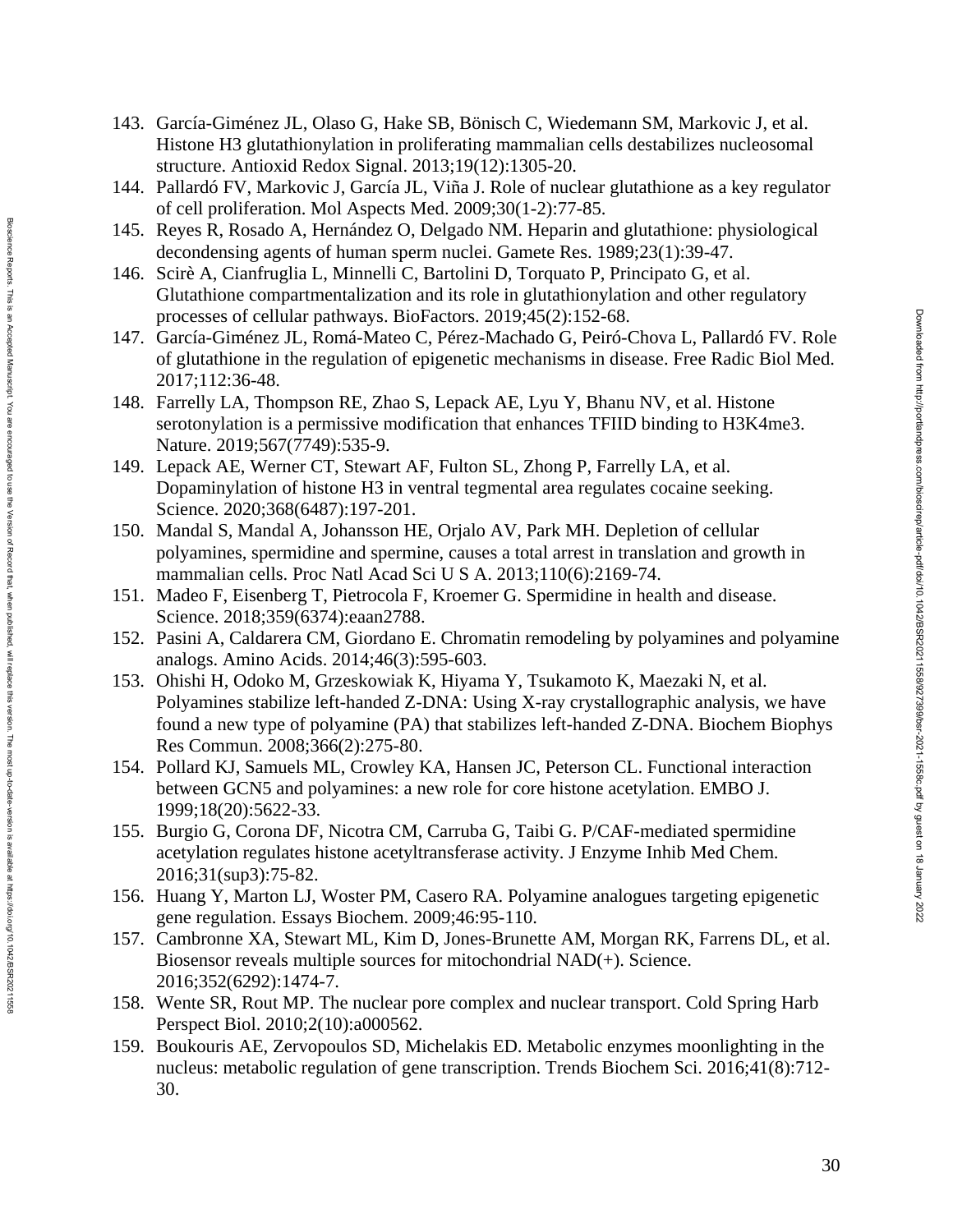143. García-Giménez JL, Olaso G, Hake SB, Bönisch C, Wiedemann SM, Markovic J, et al. Histone H3 glutathionylation in proliferating mammalian cells destabilizes nucleosomal structure. Antioxid Redox Signal. 2013;19(12):1305-20.
144. Pallardó FV, Markovic J, García JL, Viña J. Role of nuclear glutathione as a key regulator of cell proliferation. Mol Aspects Med. 2009;30(1-2):77-85.
145. Reyes R, Rosado A, Hernández O, Delgado NM. Heparin and glutathione: physiological decondensing agents of human sperm nuclei. Gamete Res. 1989;23(1):39-47.
146. Scirè A, Cianfruglia L, Minnelli C, Bartolini D, Torquato P, Principato G, et al. Glutathione compartmentalization and its role in glutathionylation and other regulatory processes of cellular pathways. BioFactors. 2019;45(2):152-68.
147. García-Giménez JL, Romá-Mateo C, Pérez-Machado G, Peiró-Chova L, Pallardó FV. Role of glutathione in the regulation of epigenetic mechanisms in disease. Free Radic Biol Med. 2017;112:36-48.
148. Farrelly LA, Thompson RE, Zhao S, Lepack AE, Lyu Y, Bhanu NV, et al. Histone serotonylation is a permissive modification that enhances TFIID binding to H3K4me3. Nature. 2019;567(7749):535-9.
149. Lepack AE, Werner CT, Stewart AF, Fulton SL, Zhong P, Farrelly LA, et al. Dopaminylation of histone H3 in ventral tegmental area regulates cocaine seeking. Science. 2020;368(6487):197-201.
150. Mandal S, Mandal A, Johansson HE, Orjalo AV, Park MH. Depletion of cellular polyamines, spermidine and spermine, causes a total arrest in translation and growth in mammalian cells. Proc Natl Acad Sci U S A. 2013;110(6):2169-74.
151. Madeo F, Eisenberg T, Pietrocola F, Kroemer G. Spermidine in health and disease. Science. 2018;359(6374):eaan2788.
152. Pasini A, Caldarera CM, Giordano E. Chromatin remodeling by polyamines and polyamine analogs. Amino Acids. 2014;46(3):595-603.
153. Ohishi H, Odoko M, Grzeskowiak K, Hiyama Y, Tsukamoto K, Maezaki N, et al. Polyamines stabilize left-handed Z-DNA: Using X-ray crystallographic analysis, we have found a new type of polyamine (PA) that stabilizes left-handed Z-DNA. Biochem Biophys Res Commun. 2008;366(2):275-80.
154. Pollard KJ, Samuels ML, Crowley KA, Hansen JC, Peterson CL. Functional interaction between GCN5 and polyamines: a new role for core histone acetylation. EMBO J. 1999;18(20):5622-33.
155. Burgio G, Corona DF, Nicotra CM, Carruba G, Taibi G. P/CAF-mediated spermidine acetylation regulates histone acetyltransferase activity. J Enzyme Inhib Med Chem. 2016;31(sup3):75-82.
156. Huang Y, Marton LJ, Woster PM, Casero RA. Polyamine analogues targeting epigenetic gene regulation. Essays Biochem. 2009;46:95-110.
157. Cambronne XA, Stewart ML, Kim D, Jones-Brunette AM, Morgan RK, Farrens DL, et al. Biosensor reveals multiple sources for mitochondrial NAD(+). Science. 2016;352(6292):1474-7.
158. Wente SR, Rout MP. The nuclear pore complex and nuclear transport. Cold Spring Harb Perspect Biol. 2010;2(10):a000562.
159. Boukouris AE, Zervopoulos SD, Michelakis ED. Metabolic enzymes moonlighting in the nucleus: metabolic regulation of gene transcription. Trends Biochem Sci. 2016;41(8):712-30.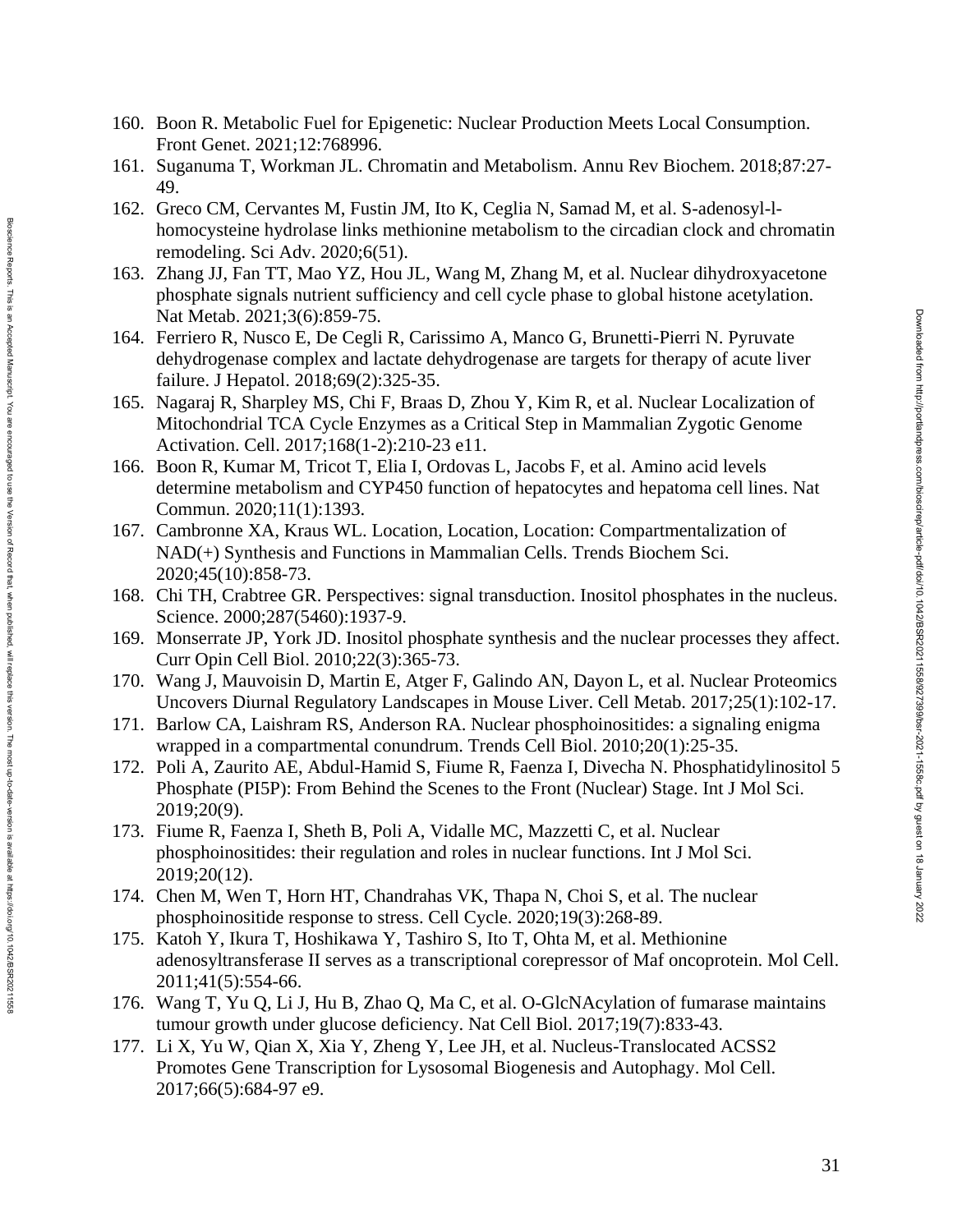160. Boon R. Metabolic Fuel for Epigenetic: Nuclear Production Meets Local Consumption. Front Genet. 2021;12:768996.
161. Suganuma T, Workman JL. Chromatin and Metabolism. Annu Rev Biochem. 2018;87:27-49.
162. Greco CM, Cervantes M, Fustin JM, Ito K, Ceglia N, Samad M, et al. S-adenosyl-l-homocysteine hydrolase links methionine metabolism to the circadian clock and chromatin remodeling. Sci Adv. 2020;6(51).
163. Zhang JJ, Fan TT, Mao YZ, Hou JL, Wang M, Zhang M, et al. Nuclear dihydroxyacetone phosphate signals nutrient sufficiency and cell cycle phase to global histone acetylation. Nat Metab. 2021;3(6):859-75.
164. Ferriero R, Nusco E, De Cegli R, Carissimo A, Manco G, Brunetti-Pierri N. Pyruvate dehydrogenase complex and lactate dehydrogenase are targets for therapy of acute liver failure. J Hepatol. 2018;69(2):325-35.
165. Nagaraj R, Sharpley MS, Chi F, Braas D, Zhou Y, Kim R, et al. Nuclear Localization of Mitochondrial TCA Cycle Enzymes as a Critical Step in Mammalian Zygotic Genome Activation. Cell. 2017;168(1-2):210-23 e11.
166. Boon R, Kumar M, Tricot T, Elia I, Ordovas L, Jacobs F, et al. Amino acid levels determine metabolism and CYP450 function of hepatocytes and hepatoma cell lines. Nat Commun. 2020;11(1):1393.
167. Cambronne XA, Kraus WL. Location, Location, Location: Compartmentalization of NAD(+) Synthesis and Functions in Mammalian Cells. Trends Biochem Sci. 2020;45(10):858-73.
168. Chi TH, Crabtree GR. Perspectives: signal transduction. Inositol phosphates in the nucleus. Science. 2000;287(5460):1937-9.
169. Monserrate JP, York JD. Inositol phosphate synthesis and the nuclear processes they affect. Curr Opin Cell Biol. 2010;22(3):365-73.
170. Wang J, Mauvoisin D, Martin E, Atger F, Galindo AN, Dayon L, et al. Nuclear Proteomics Uncovers Diurnal Regulatory Landscapes in Mouse Liver. Cell Metab. 2017;25(1):102-17.
171. Barlow CA, Laishram RS, Anderson RA. Nuclear phosphoinositides: a signaling enigma wrapped in a compartmental conundrum. Trends Cell Biol. 2010;20(1):25-35.
172. Poli A, Zaurito AE, Abdul-Hamid S, Fiume R, Faenza I, Divecha N. Phosphatidylinositol 5 Phosphate (PI5P): From Behind the Scenes to the Front (Nuclear) Stage. Int J Mol Sci. 2019;20(9).
173. Fiume R, Faenza I, Sheth B, Poli A, Vidalle MC, Mazzetti C, et al. Nuclear phosphoinositides: their regulation and roles in nuclear functions. Int J Mol Sci. 2019;20(12).
174. Chen M, Wen T, Horn HT, Chandrahas VK, Thapa N, Choi S, et al. The nuclear phosphoinositide response to stress. Cell Cycle. 2020;19(3):268-89.
175. Katoh Y, Ikura T, Hoshikawa Y, Tashiro S, Ito T, Ohta M, et al. Methionine adenosyltransferase II serves as a transcriptional corepressor of Maf oncoprotein. Mol Cell. 2011;41(5):554-66.
176. Wang T, Yu Q, Li J, Hu B, Zhao Q, Ma C, et al. O-GlcNAcylation of fumarase maintains tumour growth under glucose deficiency. Nat Cell Biol. 2017;19(7):833-43.
177. Li X, Yu W, Qian X, Xia Y, Zheng Y, Lee JH, et al. Nucleus-Translocated ACSS2 Promotes Gene Transcription for Lysosomal Biogenesis and Autophagy. Mol Cell. 2017;66(5):684-97 e9.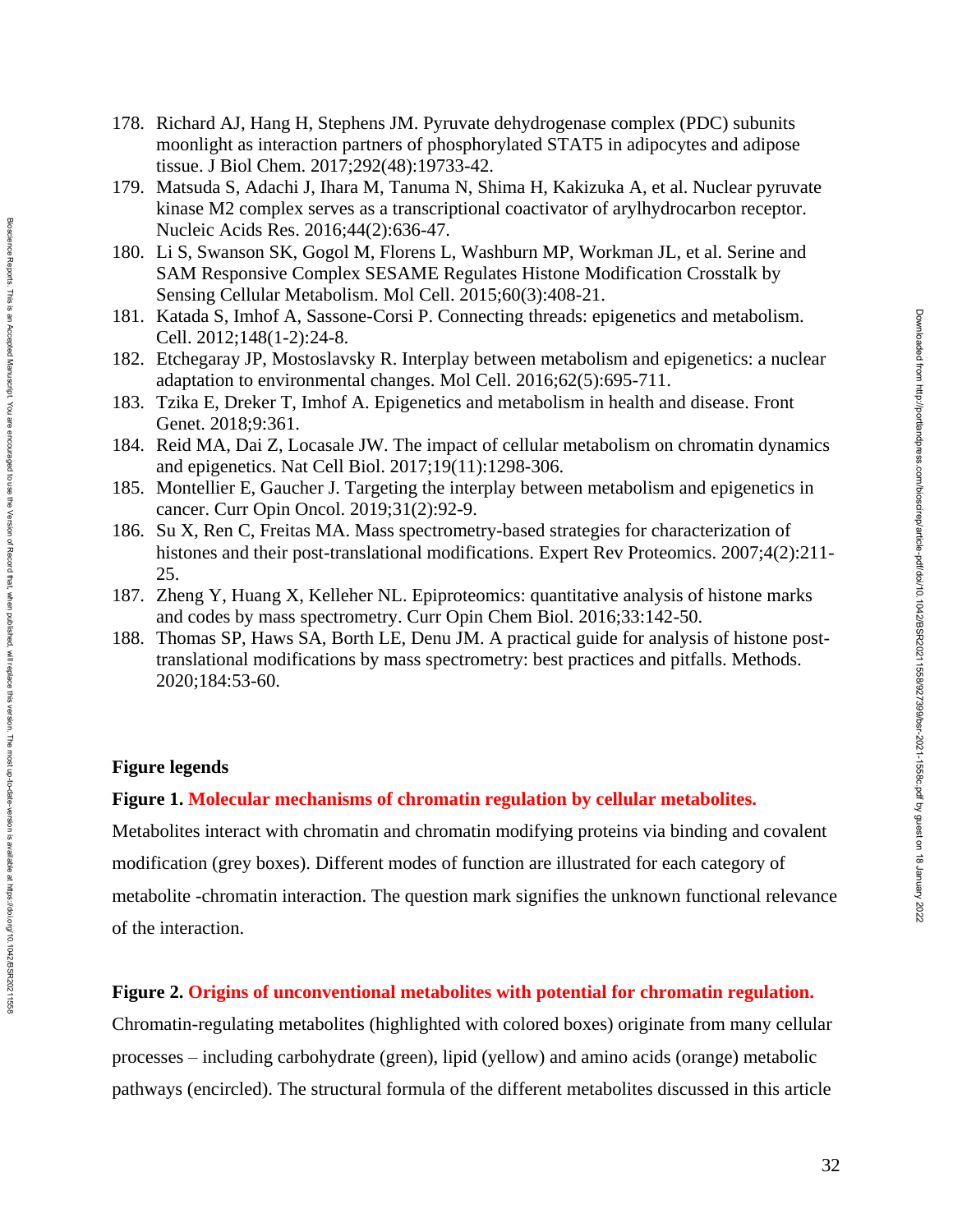178. Richard AJ, Hang H, Stephens JM. Pyruvate dehydrogenase complex (PDC) subunits moonlight as interaction partners of phosphorylated STAT5 in adipocytes and adipose tissue. J Biol Chem. 2017;292(48):19733-42.
179. Matsuda S, Adachi J, Ihara M, Tanuma N, Shima H, Kakizuka A, et al. Nuclear pyruvate kinase M2 complex serves as a transcriptional coactivator of arylhydrocarbon receptor. Nucleic Acids Res. 2016;44(2):636-47.
180. Li S, Swanson SK, Gogol M, Florens L, Washburn MP, Workman JL, et al. Serine and SAM Responsive Complex SESAME Regulates Histone Modification Crosstalk by Sensing Cellular Metabolism. Mol Cell. 2015;60(3):408-21.
181. Katada S, Imhof A, Sassone-Corsi P. Connecting threads: epigenetics and metabolism. Cell. 2012;148(1-2):24-8.
182. Etchegaray JP, Mostoslavsky R. Interplay between metabolism and epigenetics: a nuclear adaptation to environmental changes. Mol Cell. 2016;62(5):695-711.
183. Tzika E, Dreker T, Imhof A. Epigenetics and metabolism in health and disease. Front Genet. 2018;9:361.
184. Reid MA, Dai Z, Locasale JW. The impact of cellular metabolism on chromatin dynamics and epigenetics. Nat Cell Biol. 2017;19(11):1298-306.
185. Montellier E, Gaucher J. Targeting the interplay between metabolism and epigenetics in cancer. Curr Opin Oncol. 2019;31(2):92-9.
186. Su X, Ren C, Freitas MA. Mass spectrometry-based strategies for characterization of histones and their post-translational modifications. Expert Rev Proteomics. 2007;4(2):211-25.
187. Zheng Y, Huang X, Kelleher NL. Epiproteomics: quantitative analysis of histone marks and codes by mass spectrometry. Curr Opin Chem Biol. 2016;33:142-50.
188. Thomas SP, Haws SA, Borth LE, Denu JM. A practical guide for analysis of histone post-translational modifications by mass spectrometry: best practices and pitfalls. Methods. 2020;184:53-60.

## Figure legends

**Figure 1. Molecular mechanisms of chromatin regulation by cellular metabolites.**

Metabolites interact with chromatin and chromatin modifying proteins via binding and covalent modification (grey boxes). Different modes of function are illustrated for each category of metabolite -chromatin interaction. The question mark signifies the unknown functional relevance of the interaction.

**Figure 2. Origins of unconventional metabolites with potential for chromatin regulation.**

Chromatin-regulating metabolites (highlighted with colored boxes) originate from many cellular processes – including carbohydrate (green), lipid (yellow) and amino acids (orange) metabolic pathways (encircled). The structural formula of the different metabolites discussed in this article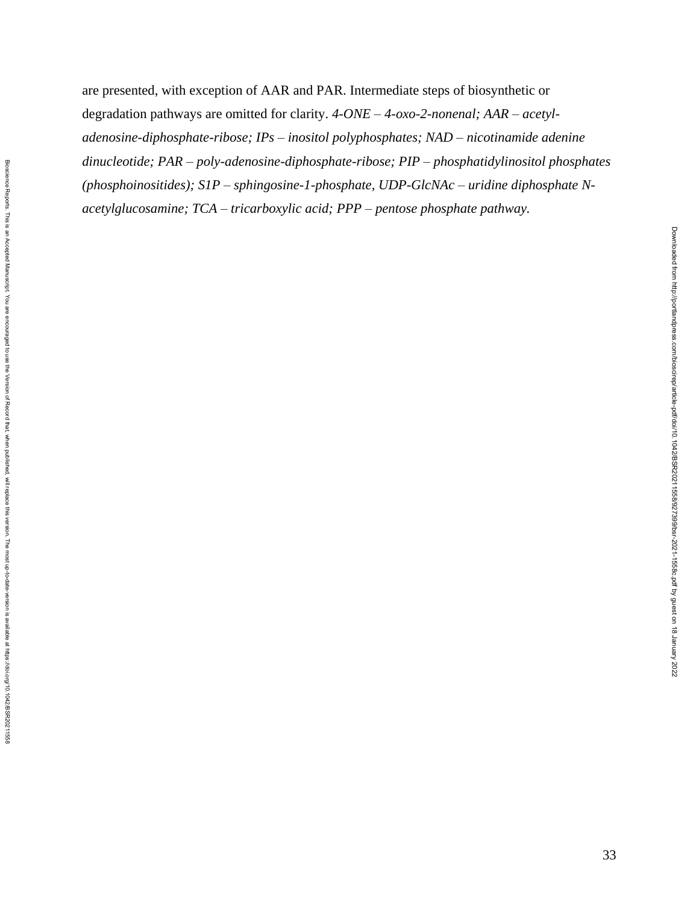are presented, with exception of AAR and PAR. Intermediate steps of biosynthetic or degradation pathways are omitted for clarity. *4-ONE – 4-oxo-2-nonenal; AAR – acetyl-adenosine-diphosphate-ribose; IPs – inositol polyphosphates; NAD – nicotinamide adenine dinucleotide; PAR – poly-adenosine-diphosphate-ribose; PIP – phosphatidylinositol phosphates (phosphoinositides); S1P – sphingosine-1-phosphate, UDP-GlcNAc – uridine diphosphate N-acetylglucosamine; TCA – tricarboxylic acid; PPP – pentose phosphate pathway.*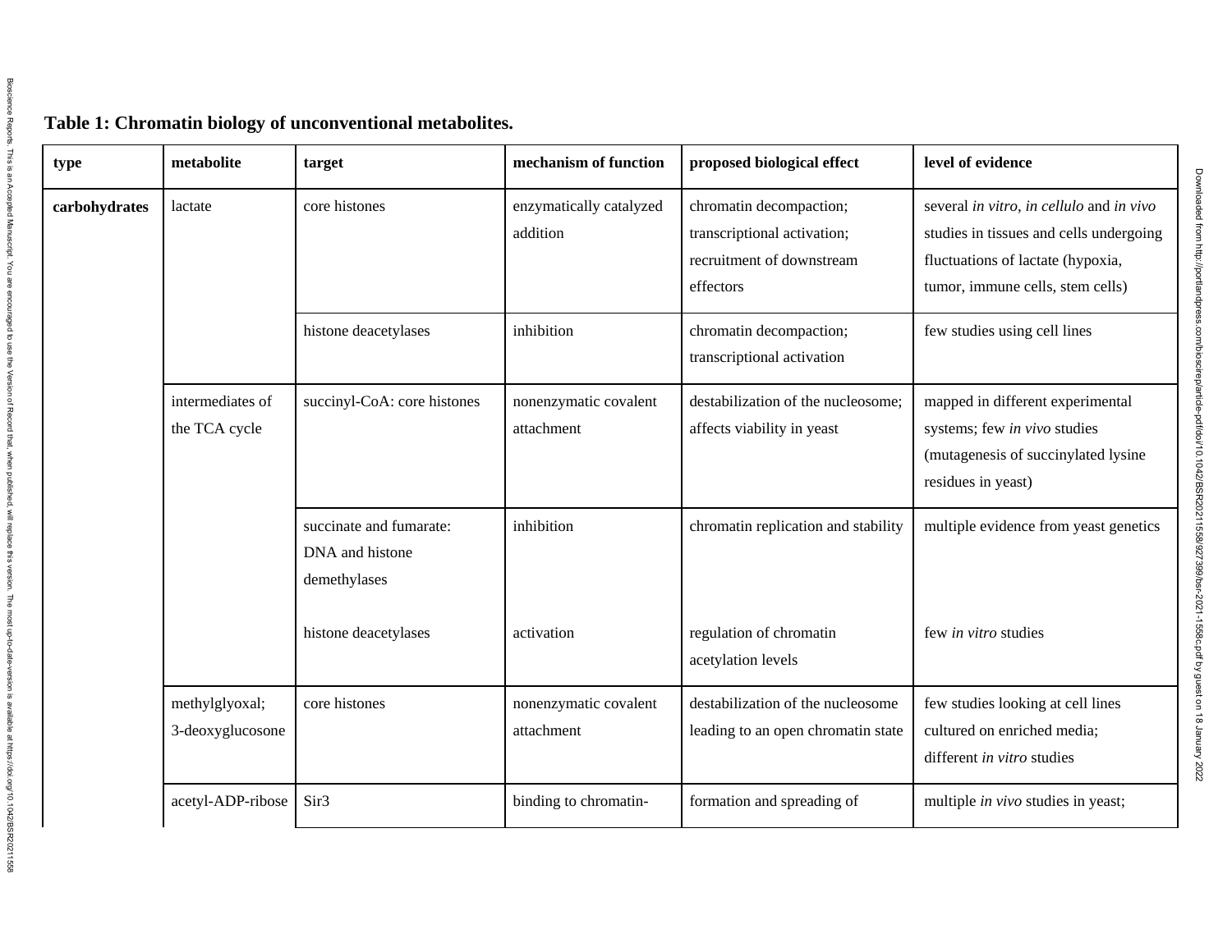**Table 1: Chromatin biology of unconventional metabolites.**

| type | metabolite | target | mechanism of function | proposed biological effect | level of evidence |
|---|---|---|---|---|---|
| **carbohydrates** | lactate | core histones | enzymatically catalyzed addition | chromatin decompaction; transcriptional activation; recruitment of downstream effectors | several *in vitro*, *in cellulo* and *in vivo* studies in tissues and cells undergoing fluctuations of lactate (hypoxia, tumor, immune cells, stem cells) |
| | | histone deacetylases | inhibition | chromatin decompaction; transcriptional activation | few studies using cell lines |
| | intermediates of the TCA cycle | succinyl-CoA: core histones | nonenzymatic covalent attachment | destabilization of the nucleosome; affects viability in yeast | mapped in different experimental systems; few *in vivo* studies (mutagenesis of succinylated lysine residues in yeast) |
| | | succinate and fumarate: DNA and histone demethylases | inhibition | chromatin replication and stability | multiple evidence from yeast genetics |
| | | histone deacetylases | activation | regulation of chromatin acetylation levels | few *in vitro* studies |
| | methylglyoxal; 3-deoxyglucosone | core histones | nonenzymatic covalent attachment | destabilization of the nucleosome leading to an open chromatin state | few studies looking at cell lines cultured on enriched media; different *in vitro* studies |
| | acetyl-ADP-ribose | Sir3 | binding to chromatin- | formation and spreading of | multiple *in vivo* studies in yeast; |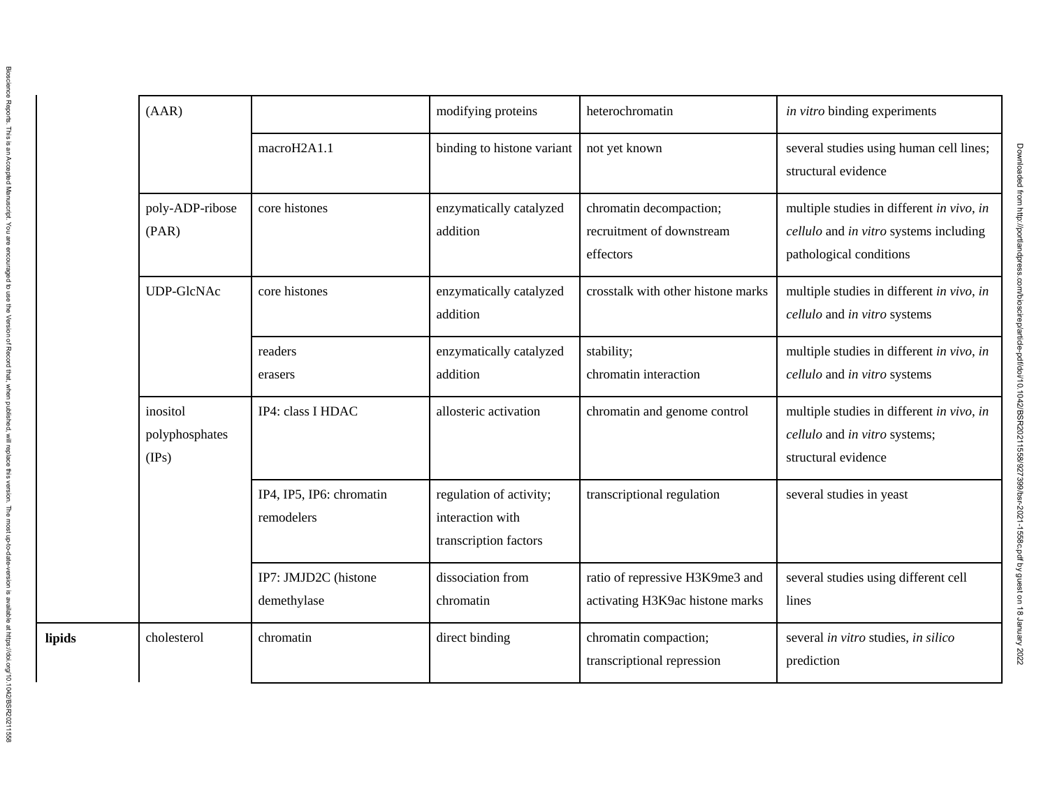| | | | | | |
|---|---|---|---|---|---|
| | (AAR) | | modifying proteins | heterochromatin | *in vitro* binding experiments |
| | | macroH2A1.1 | binding to histone variant | not yet known | several studies using human cell lines; structural evidence |
| | poly-ADP-ribose (PAR) | core histones | enzymatically catalyzed addition | chromatin decompaction; recruitment of downstream effectors | multiple studies in different *in vivo*, *in cellulo* and *in vitro* systems including pathological conditions |
| | UDP-GlcNAc | core histones | enzymatically catalyzed addition | crosstalk with other histone marks | multiple studies in different *in vivo*, *in cellulo* and *in vitro* systems |
| | | readers erasers | enzymatically catalyzed addition | stability; chromatin interaction | multiple studies in different *in vivo*, *in cellulo* and *in vitro* systems |
| | inositol polyphosphates (IPs) | IP4: class I HDAC | allosteric activation | chromatin and genome control | multiple studies in different *in vivo*, *in cellulo* and *in vitro* systems; structural evidence |
| | | IP4, IP5, IP6: chromatin remodelers | regulation of activity; interaction with transcription factors | transcriptional regulation | several studies in yeast |
| | | IP7: JMJD2C (histone demethylase | dissociation from chromatin | ratio of repressive H3K9me3 and activating H3K9ac histone marks | several studies using different cell lines |
| **lipids** | cholesterol | chromatin | direct binding | chromatin compaction; transcriptional repression | several *in vitro* studies, *in silico* prediction |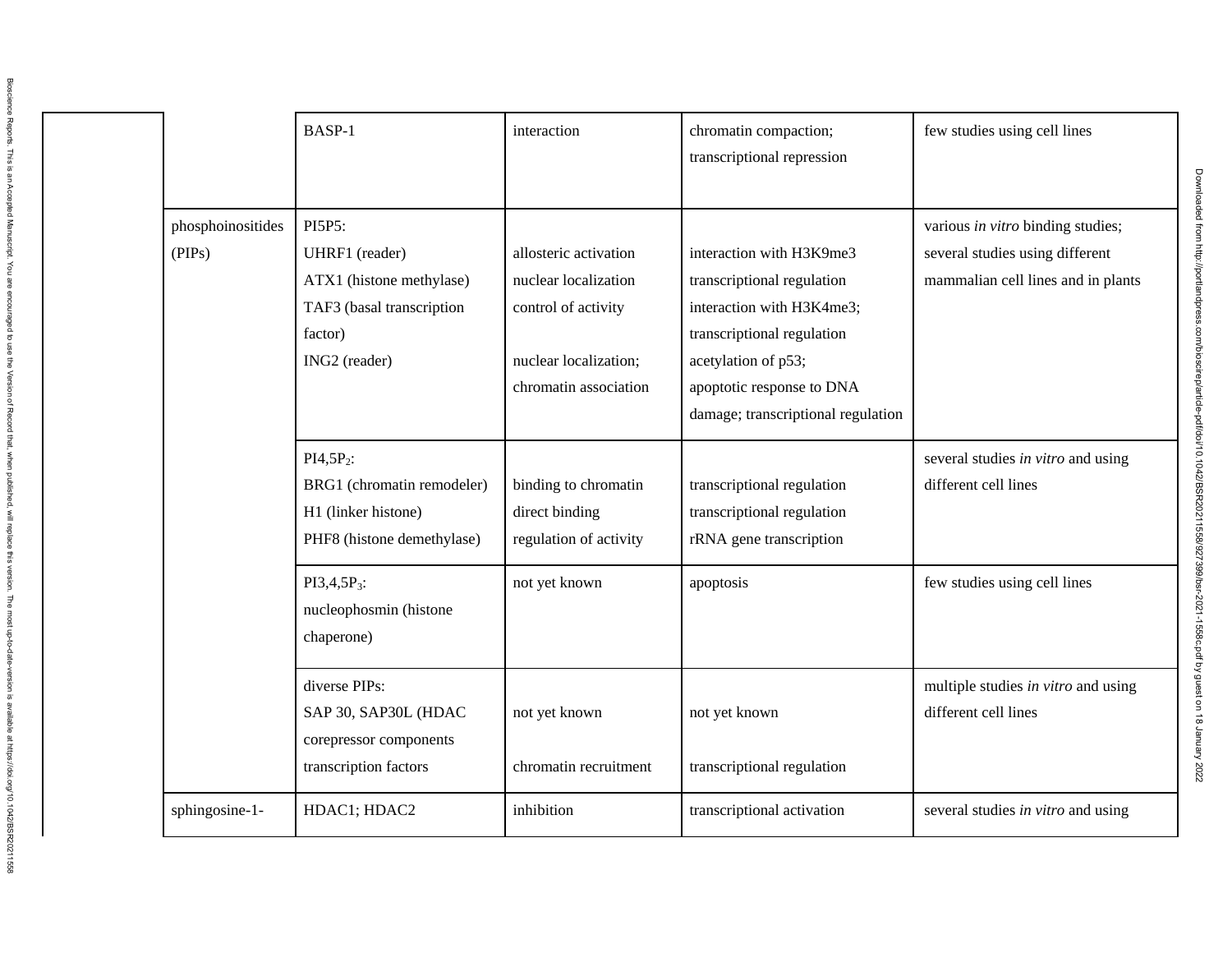| | | BASP-1 | interaction | chromatin compaction; transcriptional repression | few studies using cell lines |
|---|---|---|---|---|---|
| | phosphoinositides (PIPs) | PI5P5:<br>UHRF1 (reader)<br>ATX1 (histone methylase)<br>TAF3 (basal transcription factor)<br>ING2 (reader) | <br>allosteric activation<br>nuclear localization<br>control of activity<br><br>nuclear localization; chromatin association | <br>interaction with H3K9me3<br>transcriptional regulation<br>interaction with H3K4me3; transcriptional regulation<br>acetylation of p53; apoptotic response to DNA damage; transcriptional regulation | various *in vitro* binding studies; several studies using different mammalian cell lines and in plants |
| | | $PI4,5P_2$:<br>BRG1 (chromatin remodeler)<br>H1 (linker histone)<br>PHF8 (histone demethylase) | <br>binding to chromatin<br>direct binding<br>regulation of activity | <br>transcriptional regulation<br>transcriptional regulation<br>rRNA gene transcription | several studies *in vitro* and using different cell lines |
| | | $PI3,4,5P_3$:<br>nucleophosmin (histone chaperone) | not yet known | apoptosis | few studies using cell lines |
| | | diverse PIPs:<br>SAP 30, SAP30L (HDAC corepressor components<br>transcription factors | <br>not yet known<br><br>chromatin recruitment | <br>not yet known<br><br>transcriptional regulation | multiple studies *in vitro* and using different cell lines |
| | sphingosine-1- | HDAC1; HDAC2 | inhibition | transcriptional activation | several studies *in vitro* and using |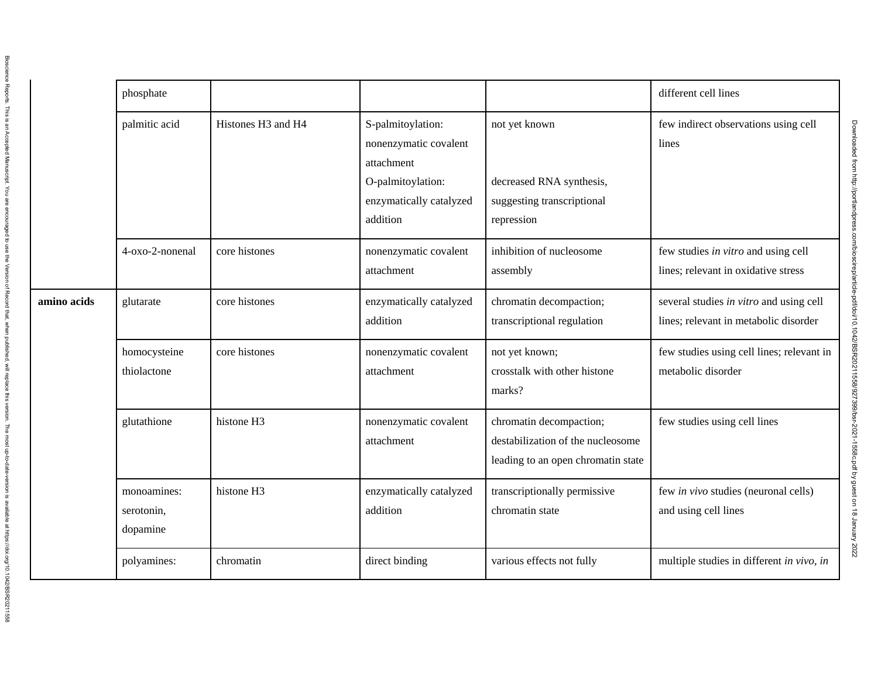| | | | | | |
|---|---|---|---|---|---|
| | phosphate | | | | different cell lines |
| | palmitic acid | Histones H3 and H4 | S-palmitoylation: nonenzymatic covalent attachment<br>O-palmitoylation: enzymatically catalyzed addition | not yet known<br><br>decreased RNA synthesis, suggesting transcriptional repression | few indirect observations using cell lines |
| | 4-oxo-2-nonenal | core histones | nonenzymatic covalent attachment | inhibition of nucleosome assembly | few studies *in vitro* and using cell lines; relevant in oxidative stress |
| **amino acids** | glutarate | core histones | enzymatically catalyzed addition | chromatin decompaction; transcriptional regulation | several studies *in vitro* and using cell lines; relevant in metabolic disorder |
| | homocysteine thiolactone | core histones | nonenzymatic covalent attachment | not yet known;<br>crosstalk with other histone marks? | few studies using cell lines; relevant in metabolic disorder |
| | glutathione | histone H3 | nonenzymatic covalent attachment | chromatin decompaction; destabilization of the nucleosome leading to an open chromatin state | few studies using cell lines |
| | monoamines: serotonin, dopamine | histone H3 | enzymatically catalyzed addition | transcriptionally permissive chromatin state | few *in vivo* studies (neuronal cells) and using cell lines |
| | polyamines: | chromatin | direct binding | various effects not fully | multiple studies in different *in vivo*, *in* |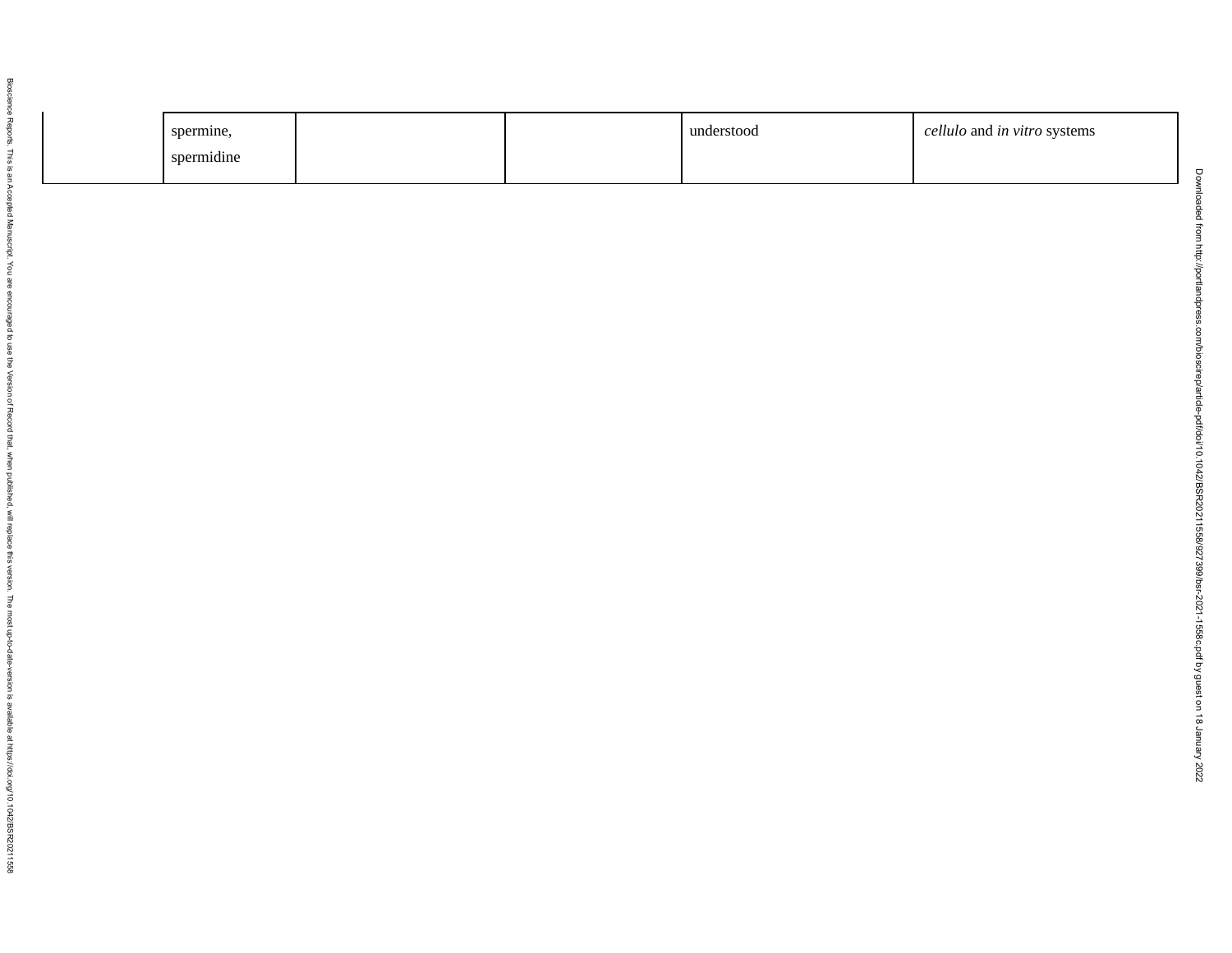|  |  |  |  |  |  |
|---|---|---|---|---|---|
|  | spermine, spermidine |  |  | understood | *cellulo* and *in vitro* systems |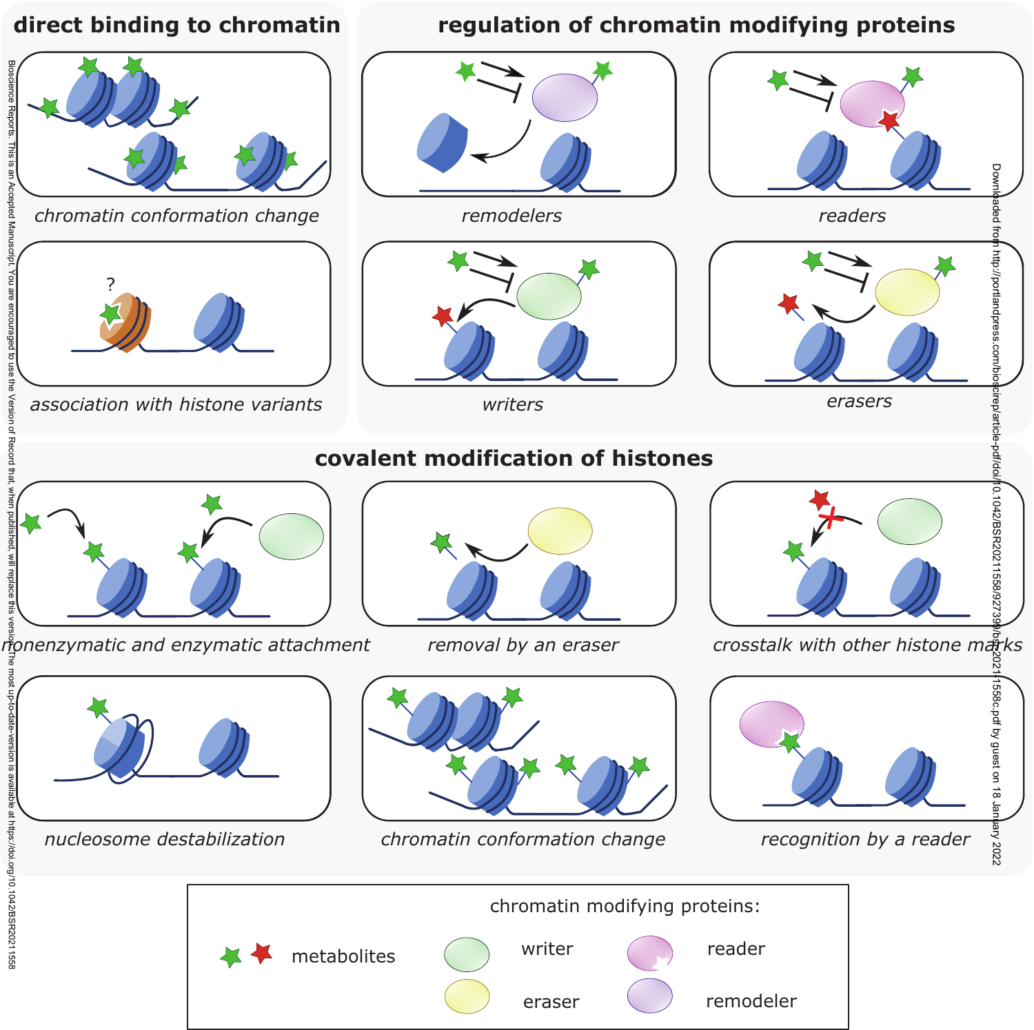## direct binding to chromatin

*chromatin conformation change*

*association with histone variants*

## regulation of chromatin modifying proteins

*remodelers*

*readers*

*writers*

*erasers*

## covalent modification of histones

*nonenzymatic and enzymatic attachment*

*removal by an eraser*

*crosstalk with other histone marks*

*nucleosome destabilization*

*chromatin conformation change*

*recognition by a reader*

metabolites

chromatin modifying proteins:

- writer
- eraser
- reader
- remodeler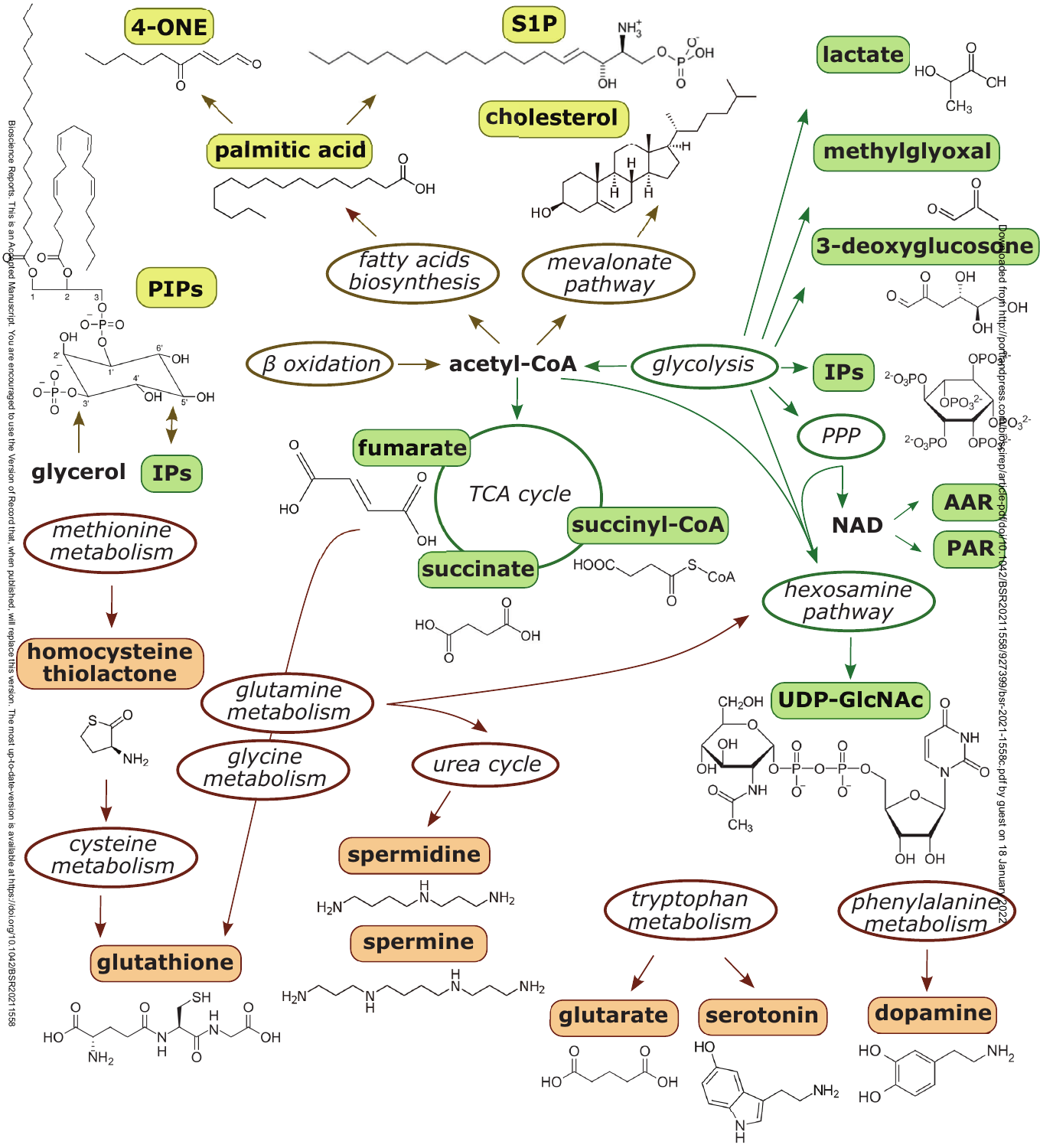4-ONE

S1P

palmitic acid

cholesterol

lactate

methylglyoxal

3-deoxyglucosone

PIPs

fatty acids biosynthesis

mevalonate pathway

β oxidation

acetyl-CoA

glycolysis

IPs

PPP

NAD

AAR

PAR

glycerol

IPs

fumarate

TCA cycle

succinyl-CoA

succinate

hexosamine pathway

UDP-GlcNAc

methionine metabolism

homocysteine thiolactone

glutamine metabolism

glycine metabolism

urea cycle

cysteine metabolism

spermidine

spermine

glutathione

tryptophan metabolism

phenylalanine metabolism

glutarate

serotonin

dopamine